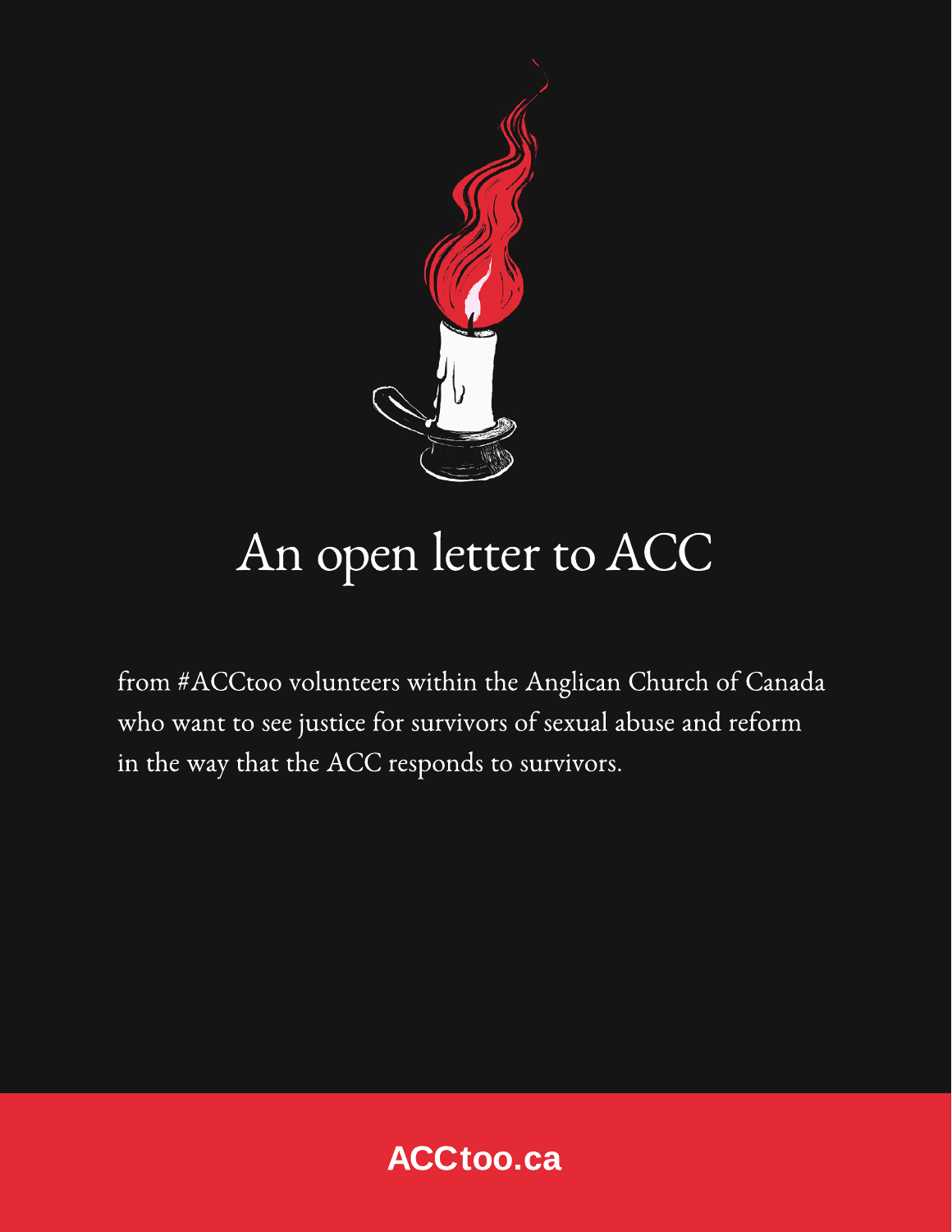# An open letter to ACC

from #ACCtoo volunteers within the Anglican Church of Canada who want to see justice for survivors of sexual abuse and reform in the way that the ACC responds to survivors.

ACCtoo.ca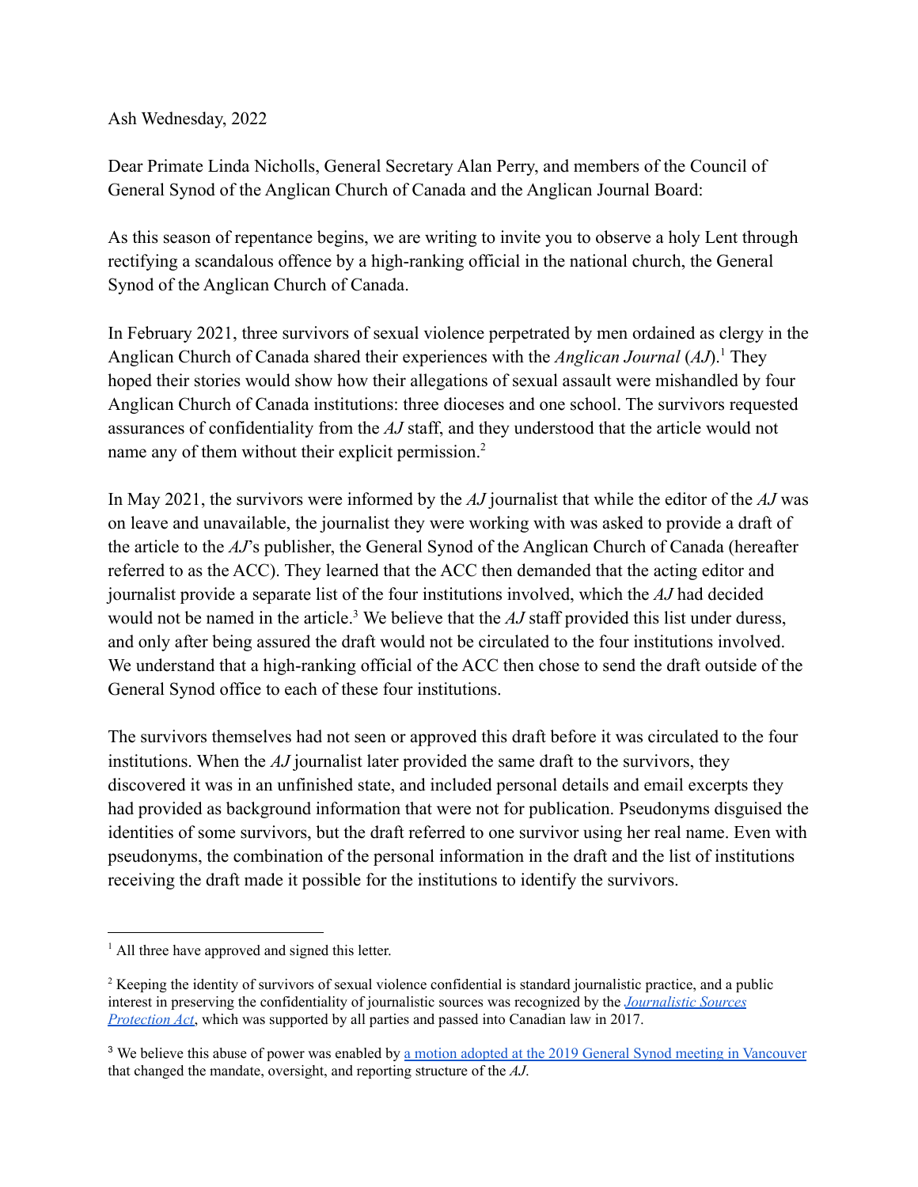Ash Wednesday, 2022

Dear Primate Linda Nicholls, General Secretary Alan Perry, and members of the Council of General Synod of the Anglican Church of Canada and the Anglican Journal Board:

As this season of repentance begins, we are writing to invite you to observe a holy Lent through rectifying a scandalous offence by a high-ranking official in the national church, the General Synod of the Anglican Church of Canada.

In February 2021, three survivors of sexual violence perpetrated by men ordained as clergy in the Anglican Church of Canada shared their experiences with the *Anglican Journal* (*AJ*).[1] They hoped their stories would show how their allegations of sexual assault were mishandled by four Anglican Church of Canada institutions: three dioceses and one school. The survivors requested assurances of confidentiality from the *AJ* staff, and they understood that the article would not name any of them without their explicit permission.[2]

In May 2021, the survivors were informed by the *AJ* journalist that while the editor of the *AJ* was on leave and unavailable, the journalist they were working with was asked to provide a draft of the article to the *AJ*'s publisher, the General Synod of the Anglican Church of Canada (hereafter referred to as the ACC). They learned that the ACC then demanded that the acting editor and journalist provide a separate list of the four institutions involved, which the *AJ* had decided would not be named in the article.[3] We believe that the *AJ* staff provided this list under duress, and only after being assured the draft would not be circulated to the four institutions involved. We understand that a high-ranking official of the ACC then chose to send the draft outside of the General Synod office to each of these four institutions.

The survivors themselves had not seen or approved this draft before it was circulated to the four institutions. When the *AJ* journalist later provided the same draft to the survivors, they discovered it was in an unfinished state, and included personal details and email excerpts they had provided as background information that were not for publication. Pseudonyms disguised the identities of some survivors, but the draft referred to one survivor using her real name. Even with pseudonyms, the combination of the personal information in the draft and the list of institutions receiving the draft made it possible for the institutions to identify the survivors.

---

[1] All three have approved and signed this letter.

[2] Keeping the identity of survivors of sexual violence confidential is standard journalistic practice, and a public interest in preserving the confidentiality of journalistic sources was recognized by the *Journalistic Sources Protection Act*, which was supported by all parties and passed into Canadian law in 2017.

[3] We believe this abuse of power was enabled by a motion adopted at the 2019 General Synod meeting in Vancouver that changed the mandate, oversight, and reporting structure of the *AJ*.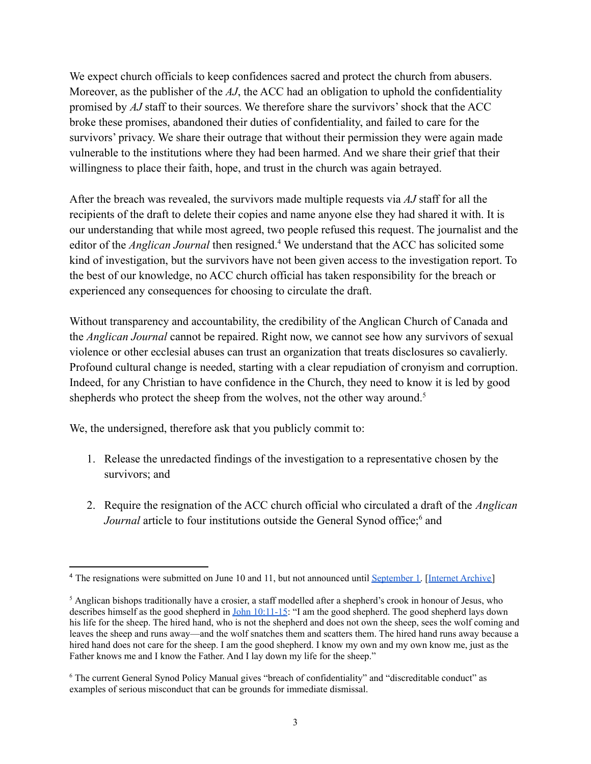We expect church officials to keep confidences sacred and protect the church from abusers. Moreover, as the publisher of the *AJ*, the ACC had an obligation to uphold the confidentiality promised by *AJ* staff to their sources. We therefore share the survivors' shock that the ACC broke these promises, abandoned their duties of confidentiality, and failed to care for the survivors' privacy. We share their outrage that without their permission they were again made vulnerable to the institutions where they had been harmed. And we share their grief that their willingness to place their faith, hope, and trust in the church was again betrayed.

After the breach was revealed, the survivors made multiple requests via *AJ* staff for all the recipients of the draft to delete their copies and name anyone else they had shared it with. It is our understanding that while most agreed, two people refused this request. The journalist and the editor of the *Anglican Journal* then resigned.[4] We understand that the ACC has solicited some kind of investigation, but the survivors have not been given access to the investigation report. To the best of our knowledge, no ACC church official has taken responsibility for the breach or experienced any consequences for choosing to circulate the draft.

Without transparency and accountability, the credibility of the Anglican Church of Canada and the *Anglican Journal* cannot be repaired. Right now, we cannot see how any survivors of sexual violence or other ecclesial abuses can trust an organization that treats disclosures so cavalierly. Profound cultural change is needed, starting with a clear repudiation of cronyism and corruption. Indeed, for any Christian to have confidence in the Church, they need to know it is led by good shepherds who protect the sheep from the wolves, not the other way around.[5]

We, the undersigned, therefore ask that you publicly commit to:

1. Release the unredacted findings of the investigation to a representative chosen by the survivors; and

2. Require the resignation of the ACC church official who circulated a draft of the *Anglican Journal* article to four institutions outside the General Synod office;[6] and

---

[4] The resignations were submitted on June 10 and 11, but not announced until September 1. [Internet Archive]

[5] Anglican bishops traditionally have a crosier, a staff modelled after a shepherd's crook in honour of Jesus, who describes himself as the good shepherd in John 10:11-15: "I am the good shepherd. The good shepherd lays down his life for the sheep. The hired hand, who is not the shepherd and does not own the sheep, sees the wolf coming and leaves the sheep and runs away—and the wolf snatches them and scatters them. The hired hand runs away because a hired hand does not care for the sheep. I am the good shepherd. I know my own and my own know me, just as the Father knows me and I know the Father. And I lay down my life for the sheep."

[6] The current General Synod Policy Manual gives "breach of confidentiality" and "discreditable conduct" as examples of serious misconduct that can be grounds for immediate dismissal.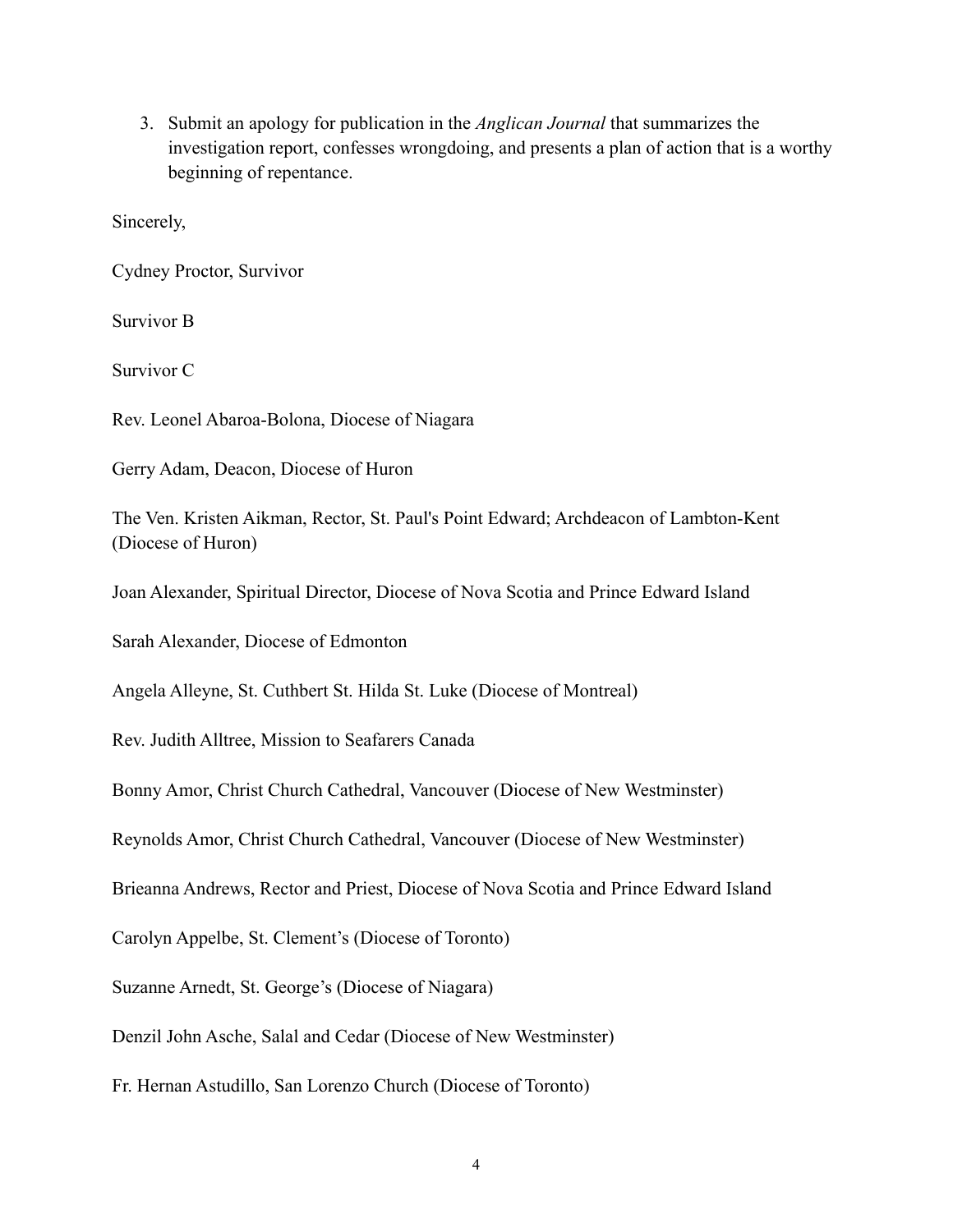3. Submit an apology for publication in the *Anglican Journal* that summarizes the investigation report, confesses wrongdoing, and presents a plan of action that is a worthy beginning of repentance.

Sincerely,

Cydney Proctor, Survivor

Survivor B

Survivor C

Rev. Leonel Abaroa-Bolona, Diocese of Niagara

Gerry Adam, Deacon, Diocese of Huron

The Ven. Kristen Aikman, Rector, St. Paul's Point Edward; Archdeacon of Lambton-Kent (Diocese of Huron)

Joan Alexander, Spiritual Director, Diocese of Nova Scotia and Prince Edward Island

Sarah Alexander, Diocese of Edmonton

Angela Alleyne, St. Cuthbert St. Hilda St. Luke (Diocese of Montreal)

Rev. Judith Alltree, Mission to Seafarers Canada

Bonny Amor, Christ Church Cathedral, Vancouver (Diocese of New Westminster)

Reynolds Amor, Christ Church Cathedral, Vancouver (Diocese of New Westminster)

Brieanna Andrews, Rector and Priest, Diocese of Nova Scotia and Prince Edward Island

Carolyn Appelbe, St. Clement's (Diocese of Toronto)

Suzanne Arnedt, St. George's (Diocese of Niagara)

Denzil John Asche, Salal and Cedar (Diocese of New Westminster)

Fr. Hernan Astudillo, San Lorenzo Church (Diocese of Toronto)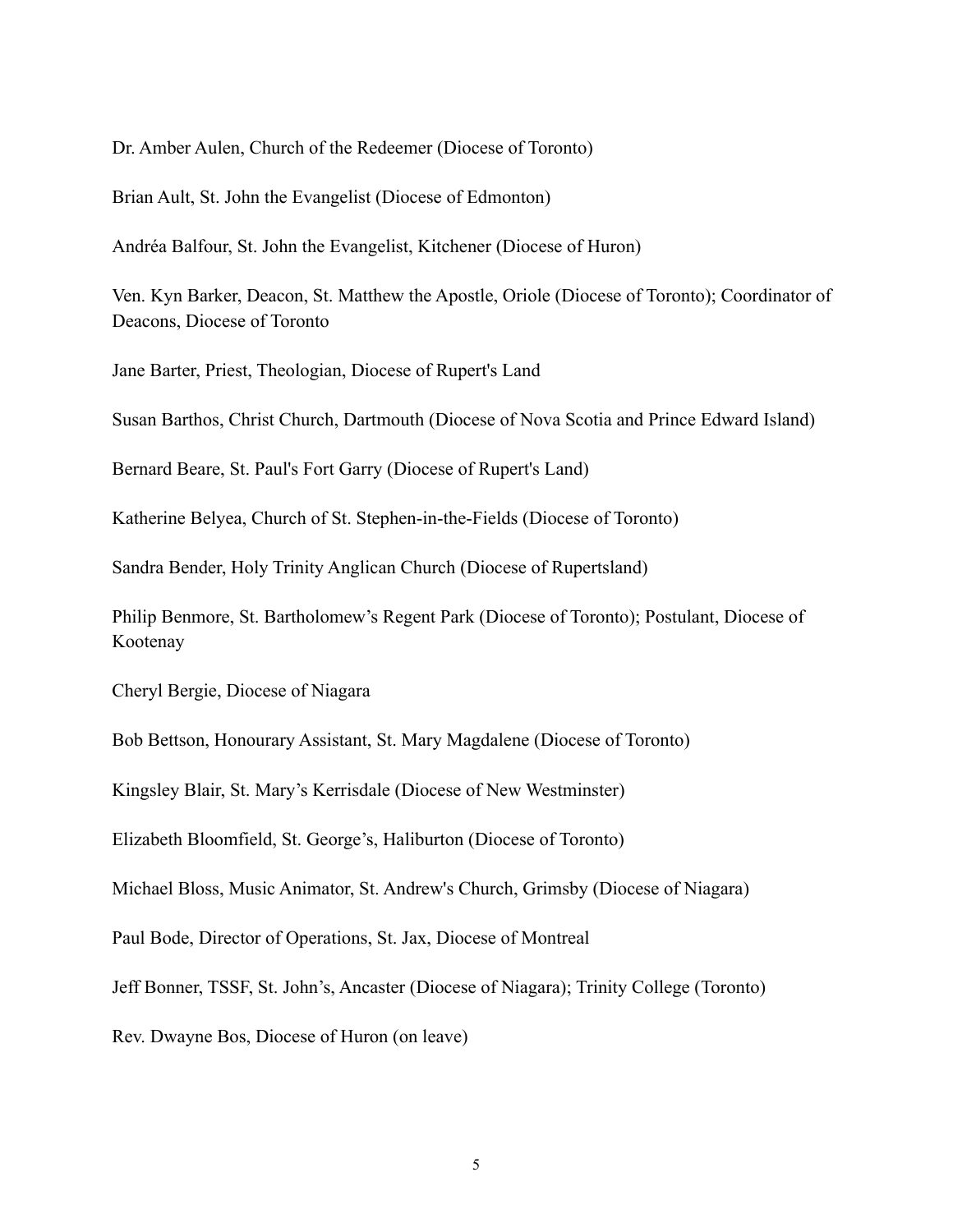Dr. Amber Aulen, Church of the Redeemer (Diocese of Toronto)

Brian Ault, St. John the Evangelist (Diocese of Edmonton)

Andréa Balfour, St. John the Evangelist, Kitchener (Diocese of Huron)

Ven. Kyn Barker, Deacon, St. Matthew the Apostle, Oriole (Diocese of Toronto); Coordinator of Deacons, Diocese of Toronto

Jane Barter, Priest, Theologian, Diocese of Rupert's Land

Susan Barthos, Christ Church, Dartmouth (Diocese of Nova Scotia and Prince Edward Island)

Bernard Beare, St. Paul's Fort Garry (Diocese of Rupert's Land)

Katherine Belyea, Church of St. Stephen-in-the-Fields (Diocese of Toronto)

Sandra Bender, Holy Trinity Anglican Church (Diocese of Rupertsland)

Philip Benmore, St. Bartholomew's Regent Park (Diocese of Toronto); Postulant, Diocese of Kootenay

Cheryl Bergie, Diocese of Niagara

Bob Bettson, Honourary Assistant, St. Mary Magdalene (Diocese of Toronto)

Kingsley Blair, St. Mary's Kerrisdale (Diocese of New Westminster)

Elizabeth Bloomfield, St. George's, Haliburton (Diocese of Toronto)

Michael Bloss, Music Animator, St. Andrew's Church, Grimsby (Diocese of Niagara)

Paul Bode, Director of Operations, St. Jax, Diocese of Montreal

Jeff Bonner, TSSF, St. John's, Ancaster (Diocese of Niagara); Trinity College (Toronto)

Rev. Dwayne Bos, Diocese of Huron (on leave)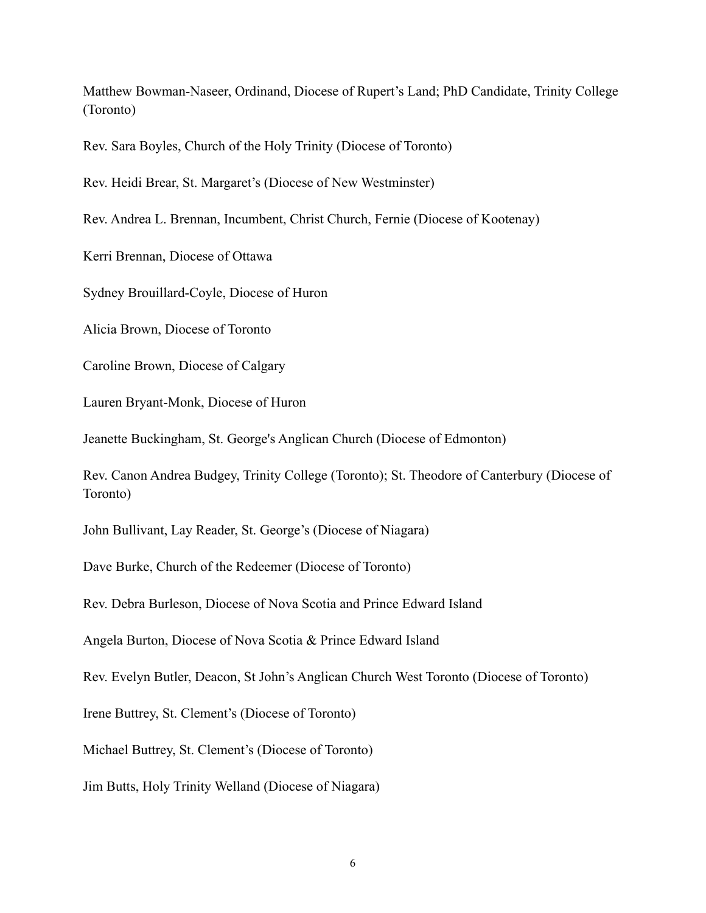Matthew Bowman-Naseer, Ordinand, Diocese of Rupert's Land; PhD Candidate, Trinity College (Toronto)

Rev. Sara Boyles, Church of the Holy Trinity (Diocese of Toronto)

Rev. Heidi Brear, St. Margaret's (Diocese of New Westminster)

Rev. Andrea L. Brennan, Incumbent, Christ Church, Fernie (Diocese of Kootenay)

Kerri Brennan, Diocese of Ottawa

Sydney Brouillard-Coyle, Diocese of Huron

Alicia Brown, Diocese of Toronto

Caroline Brown, Diocese of Calgary

Lauren Bryant-Monk, Diocese of Huron

Jeanette Buckingham, St. George's Anglican Church (Diocese of Edmonton)

Rev. Canon Andrea Budgey, Trinity College (Toronto); St. Theodore of Canterbury (Diocese of Toronto)

John Bullivant, Lay Reader, St. George's (Diocese of Niagara)

Dave Burke, Church of the Redeemer (Diocese of Toronto)

Rev. Debra Burleson, Diocese of Nova Scotia and Prince Edward Island

Angela Burton, Diocese of Nova Scotia & Prince Edward Island

Rev. Evelyn Butler, Deacon, St John's Anglican Church West Toronto (Diocese of Toronto)

Irene Buttrey, St. Clement's (Diocese of Toronto)

Michael Buttrey, St. Clement's (Diocese of Toronto)

Jim Butts, Holy Trinity Welland (Diocese of Niagara)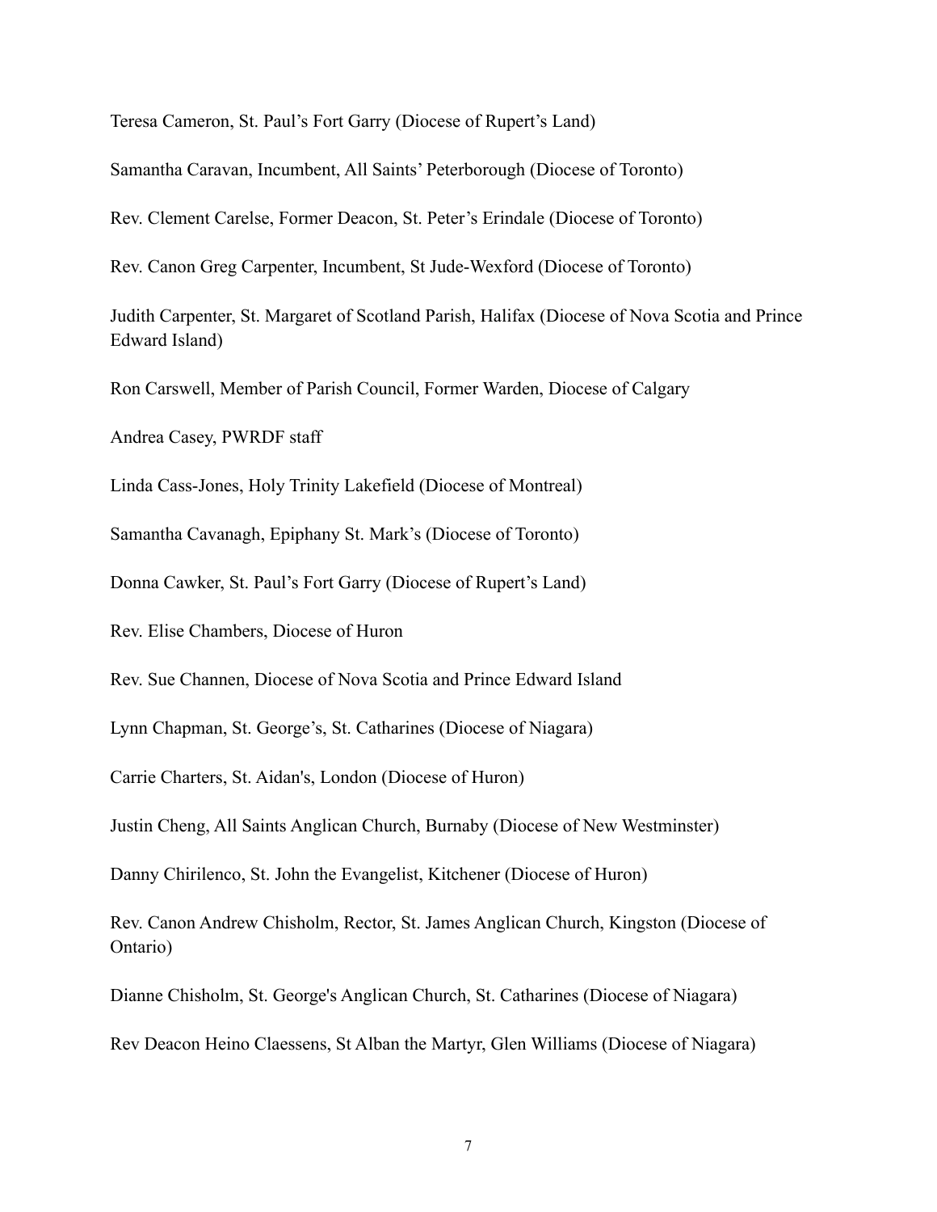Teresa Cameron, St. Paul's Fort Garry (Diocese of Rupert's Land)

Samantha Caravan, Incumbent, All Saints' Peterborough (Diocese of Toronto)

Rev. Clement Carelse, Former Deacon, St. Peter's Erindale (Diocese of Toronto)

Rev. Canon Greg Carpenter, Incumbent, St Jude-Wexford (Diocese of Toronto)

Judith Carpenter, St. Margaret of Scotland Parish, Halifax (Diocese of Nova Scotia and Prince Edward Island)

Ron Carswell, Member of Parish Council, Former Warden, Diocese of Calgary

Andrea Casey, PWRDF staff

Linda Cass-Jones, Holy Trinity Lakefield (Diocese of Montreal)

Samantha Cavanagh, Epiphany St. Mark's (Diocese of Toronto)

Donna Cawker, St. Paul's Fort Garry (Diocese of Rupert's Land)

Rev. Elise Chambers, Diocese of Huron

Rev. Sue Channen, Diocese of Nova Scotia and Prince Edward Island

Lynn Chapman, St. George's, St. Catharines (Diocese of Niagara)

Carrie Charters, St. Aidan's, London (Diocese of Huron)

Justin Cheng, All Saints Anglican Church, Burnaby (Diocese of New Westminster)

Danny Chirilenco, St. John the Evangelist, Kitchener (Diocese of Huron)

Rev. Canon Andrew Chisholm, Rector, St. James Anglican Church, Kingston (Diocese of Ontario)

Dianne Chisholm, St. George's Anglican Church, St. Catharines (Diocese of Niagara)

Rev Deacon Heino Claessens, St Alban the Martyr, Glen Williams (Diocese of Niagara)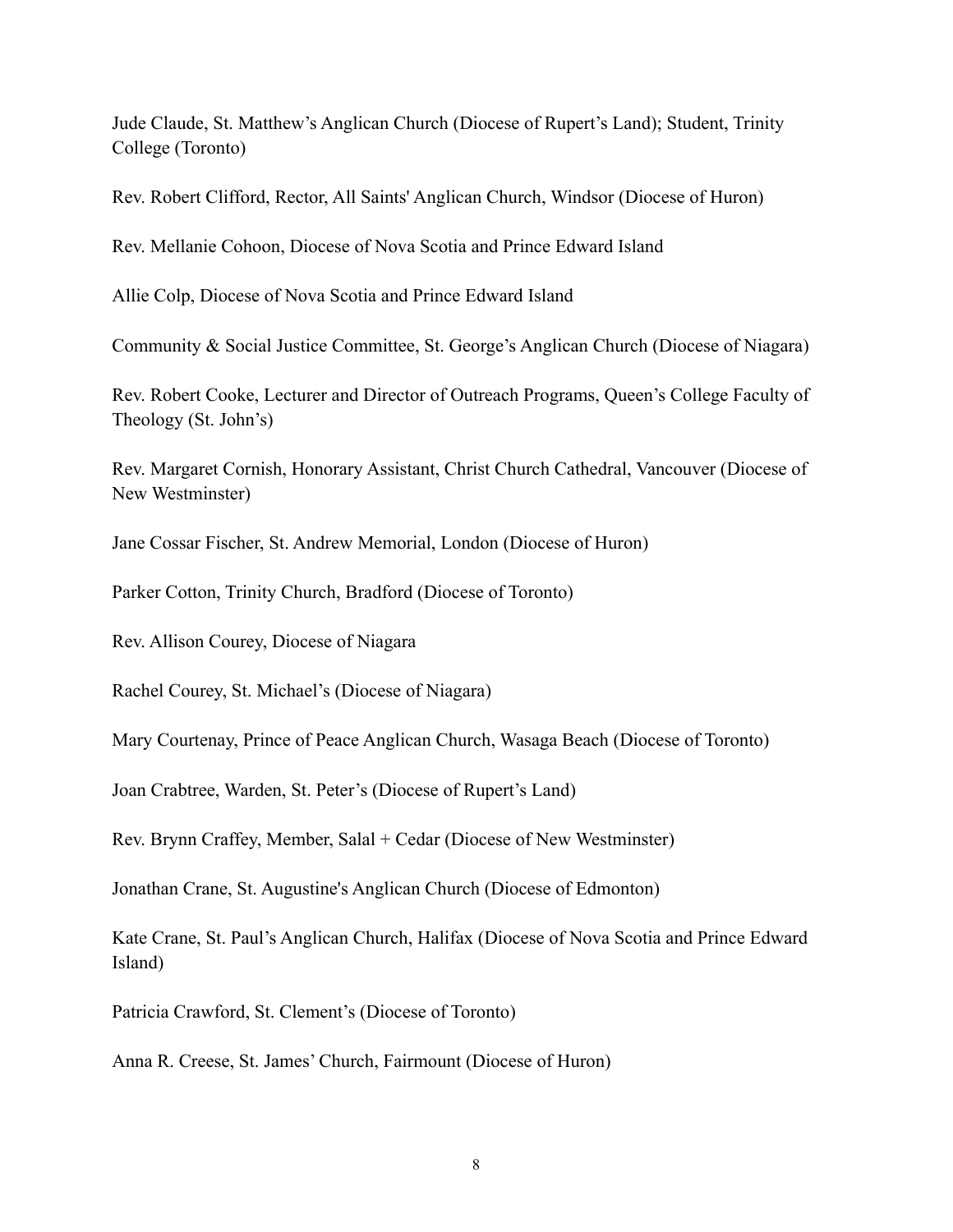Jude Claude, St. Matthew's Anglican Church (Diocese of Rupert's Land); Student, Trinity College (Toronto)

Rev. Robert Clifford, Rector, All Saints' Anglican Church, Windsor (Diocese of Huron)

Rev. Mellanie Cohoon, Diocese of Nova Scotia and Prince Edward Island

Allie Colp, Diocese of Nova Scotia and Prince Edward Island

Community & Social Justice Committee, St. George's Anglican Church (Diocese of Niagara)

Rev. Robert Cooke, Lecturer and Director of Outreach Programs, Queen's College Faculty of Theology (St. John's)

Rev. Margaret Cornish, Honorary Assistant, Christ Church Cathedral, Vancouver (Diocese of New Westminster)

Jane Cossar Fischer, St. Andrew Memorial, London (Diocese of Huron)

Parker Cotton, Trinity Church, Bradford (Diocese of Toronto)

Rev. Allison Courey, Diocese of Niagara

Rachel Courey, St. Michael's (Diocese of Niagara)

Mary Courtenay, Prince of Peace Anglican Church, Wasaga Beach (Diocese of Toronto)

Joan Crabtree, Warden, St. Peter's (Diocese of Rupert's Land)

Rev. Brynn Craffey, Member, Salal + Cedar (Diocese of New Westminster)

Jonathan Crane, St. Augustine's Anglican Church (Diocese of Edmonton)

Kate Crane, St. Paul's Anglican Church, Halifax (Diocese of Nova Scotia and Prince Edward Island)

Patricia Crawford, St. Clement's (Diocese of Toronto)

Anna R. Creese, St. James' Church, Fairmount (Diocese of Huron)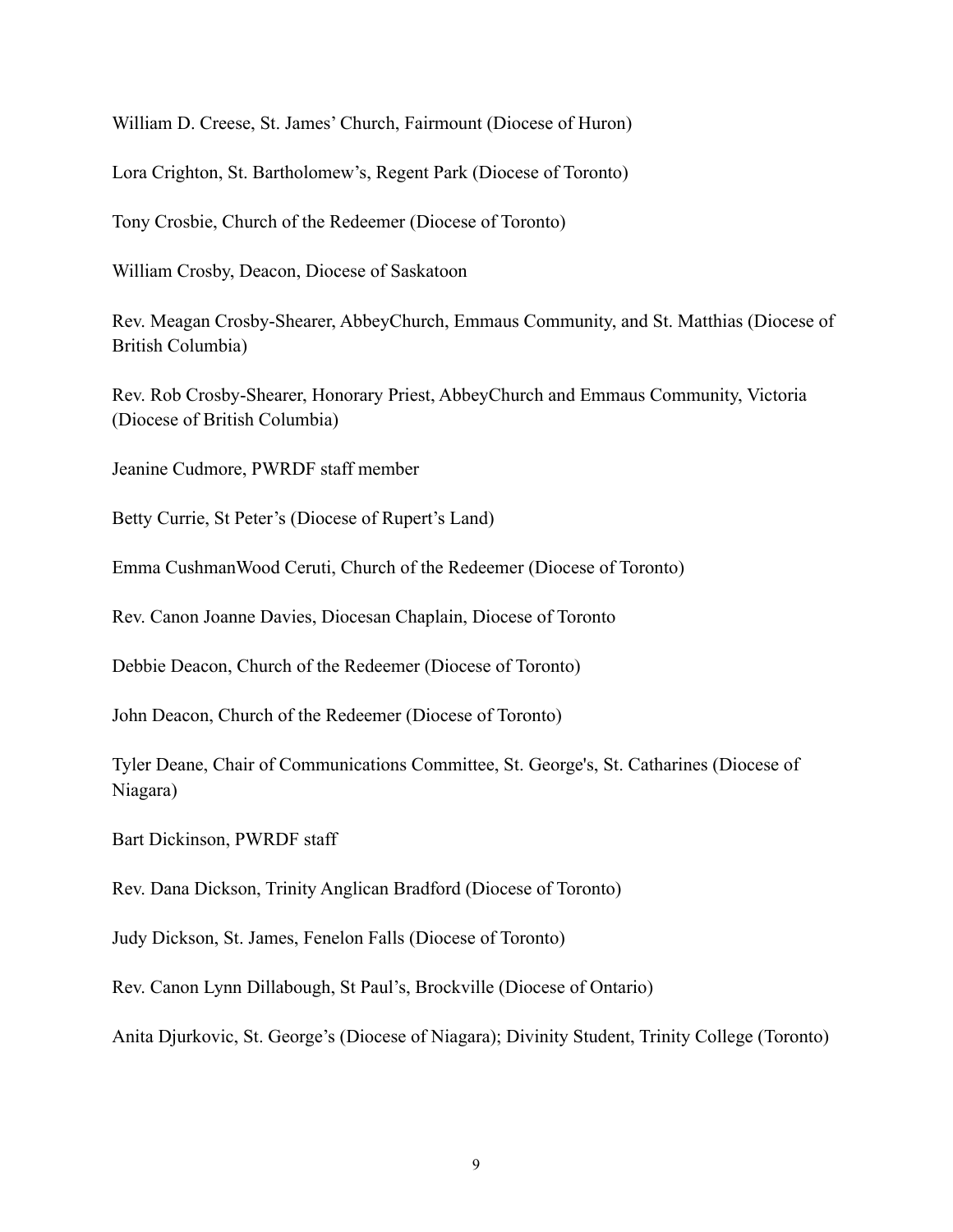William D. Creese, St. James' Church, Fairmount (Diocese of Huron)

Lora Crighton, St. Bartholomew's, Regent Park (Diocese of Toronto)

Tony Crosbie, Church of the Redeemer (Diocese of Toronto)

William Crosby, Deacon, Diocese of Saskatoon

Rev. Meagan Crosby-Shearer, AbbeyChurch, Emmaus Community, and St. Matthias (Diocese of British Columbia)

Rev. Rob Crosby-Shearer, Honorary Priest, AbbeyChurch and Emmaus Community, Victoria (Diocese of British Columbia)

Jeanine Cudmore, PWRDF staff member

Betty Currie, St Peter's (Diocese of Rupert's Land)

Emma CushmanWood Ceruti, Church of the Redeemer (Diocese of Toronto)

Rev. Canon Joanne Davies, Diocesan Chaplain, Diocese of Toronto

Debbie Deacon, Church of the Redeemer (Diocese of Toronto)

John Deacon, Church of the Redeemer (Diocese of Toronto)

Tyler Deane, Chair of Communications Committee, St. George's, St. Catharines (Diocese of Niagara)

Bart Dickinson, PWRDF staff

Rev. Dana Dickson, Trinity Anglican Bradford (Diocese of Toronto)

Judy Dickson, St. James, Fenelon Falls (Diocese of Toronto)

Rev. Canon Lynn Dillabough, St Paul's, Brockville (Diocese of Ontario)

Anita Djurkovic, St. George's (Diocese of Niagara); Divinity Student, Trinity College (Toronto)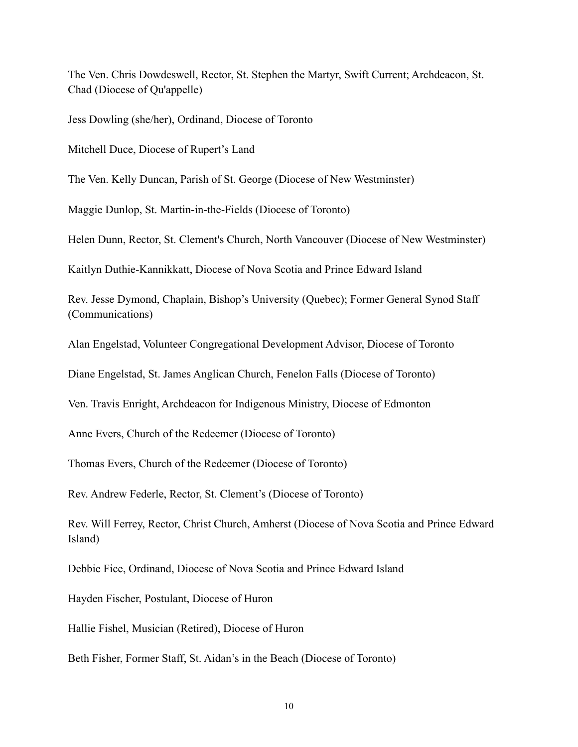The Ven. Chris Dowdeswell, Rector, St. Stephen the Martyr, Swift Current; Archdeacon, St. Chad (Diocese of Qu'appelle)

Jess Dowling (she/her), Ordinand, Diocese of Toronto

Mitchell Duce, Diocese of Rupert's Land

The Ven. Kelly Duncan, Parish of St. George (Diocese of New Westminster)

Maggie Dunlop, St. Martin-in-the-Fields (Diocese of Toronto)

Helen Dunn, Rector, St. Clement's Church, North Vancouver (Diocese of New Westminster)

Kaitlyn Duthie-Kannikkatt, Diocese of Nova Scotia and Prince Edward Island

Rev. Jesse Dymond, Chaplain, Bishop's University (Quebec); Former General Synod Staff (Communications)

Alan Engelstad, Volunteer Congregational Development Advisor, Diocese of Toronto

Diane Engelstad, St. James Anglican Church, Fenelon Falls (Diocese of Toronto)

Ven. Travis Enright, Archdeacon for Indigenous Ministry, Diocese of Edmonton

Anne Evers, Church of the Redeemer (Diocese of Toronto)

Thomas Evers, Church of the Redeemer (Diocese of Toronto)

Rev. Andrew Federle, Rector, St. Clement's (Diocese of Toronto)

Rev. Will Ferrey, Rector, Christ Church, Amherst (Diocese of Nova Scotia and Prince Edward Island)

Debbie Fice, Ordinand, Diocese of Nova Scotia and Prince Edward Island

Hayden Fischer, Postulant, Diocese of Huron

Hallie Fishel, Musician (Retired), Diocese of Huron

Beth Fisher, Former Staff, St. Aidan's in the Beach (Diocese of Toronto)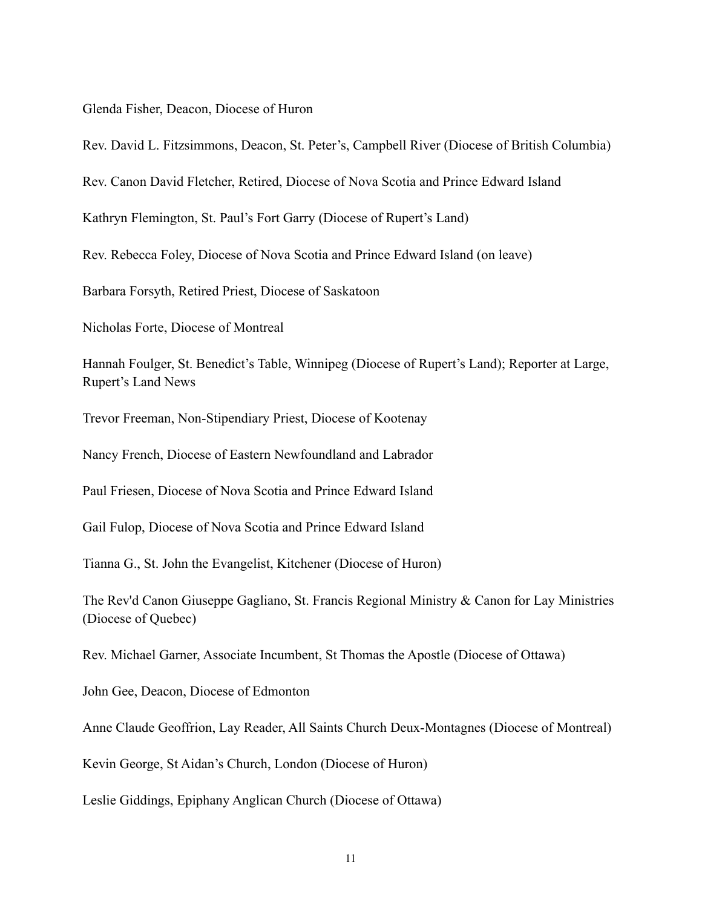Glenda Fisher, Deacon, Diocese of Huron

Rev. David L. Fitzsimmons, Deacon, St. Peter's, Campbell River (Diocese of British Columbia)

Rev. Canon David Fletcher, Retired, Diocese of Nova Scotia and Prince Edward Island

Kathryn Flemington, St. Paul's Fort Garry (Diocese of Rupert's Land)

Rev. Rebecca Foley, Diocese of Nova Scotia and Prince Edward Island (on leave)

Barbara Forsyth, Retired Priest, Diocese of Saskatoon

Nicholas Forte, Diocese of Montreal

Hannah Foulger, St. Benedict's Table, Winnipeg (Diocese of Rupert's Land); Reporter at Large, Rupert's Land News

Trevor Freeman, Non-Stipendiary Priest, Diocese of Kootenay

Nancy French, Diocese of Eastern Newfoundland and Labrador

Paul Friesen, Diocese of Nova Scotia and Prince Edward Island

Gail Fulop, Diocese of Nova Scotia and Prince Edward Island

Tianna G., St. John the Evangelist, Kitchener (Diocese of Huron)

The Rev'd Canon Giuseppe Gagliano, St. Francis Regional Ministry & Canon for Lay Ministries (Diocese of Quebec)

Rev. Michael Garner, Associate Incumbent, St Thomas the Apostle (Diocese of Ottawa)

John Gee, Deacon, Diocese of Edmonton

Anne Claude Geoffrion, Lay Reader, All Saints Church Deux-Montagnes (Diocese of Montreal)

Kevin George, St Aidan's Church, London (Diocese of Huron)

Leslie Giddings, Epiphany Anglican Church (Diocese of Ottawa)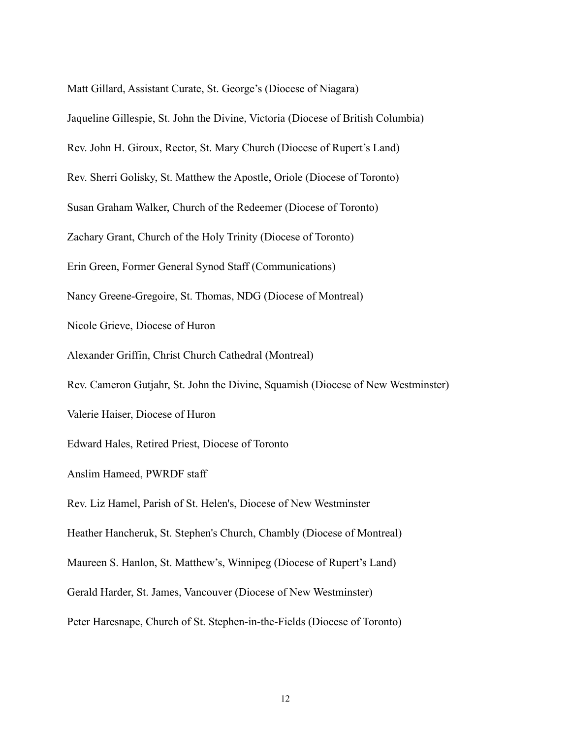Matt Gillard, Assistant Curate, St. George's (Diocese of Niagara)

Jaqueline Gillespie, St. John the Divine, Victoria (Diocese of British Columbia)

Rev. John H. Giroux, Rector, St. Mary Church (Diocese of Rupert's Land)

Rev. Sherri Golisky, St. Matthew the Apostle, Oriole (Diocese of Toronto)

Susan Graham Walker, Church of the Redeemer (Diocese of Toronto)

Zachary Grant, Church of the Holy Trinity (Diocese of Toronto)

Erin Green, Former General Synod Staff (Communications)

Nancy Greene-Gregoire, St. Thomas, NDG (Diocese of Montreal)

Nicole Grieve, Diocese of Huron

Alexander Griffin, Christ Church Cathedral (Montreal)

Rev. Cameron Gutjahr, St. John the Divine, Squamish (Diocese of New Westminster)

Valerie Haiser, Diocese of Huron

Edward Hales, Retired Priest, Diocese of Toronto

Anslim Hameed, PWRDF staff

Rev. Liz Hamel, Parish of St. Helen's, Diocese of New Westminster

Heather Hancheruk, St. Stephen's Church, Chambly (Diocese of Montreal)

Maureen S. Hanlon, St. Matthew's, Winnipeg (Diocese of Rupert's Land)

Gerald Harder, St. James, Vancouver (Diocese of New Westminster)

Peter Haresnape, Church of St. Stephen-in-the-Fields (Diocese of Toronto)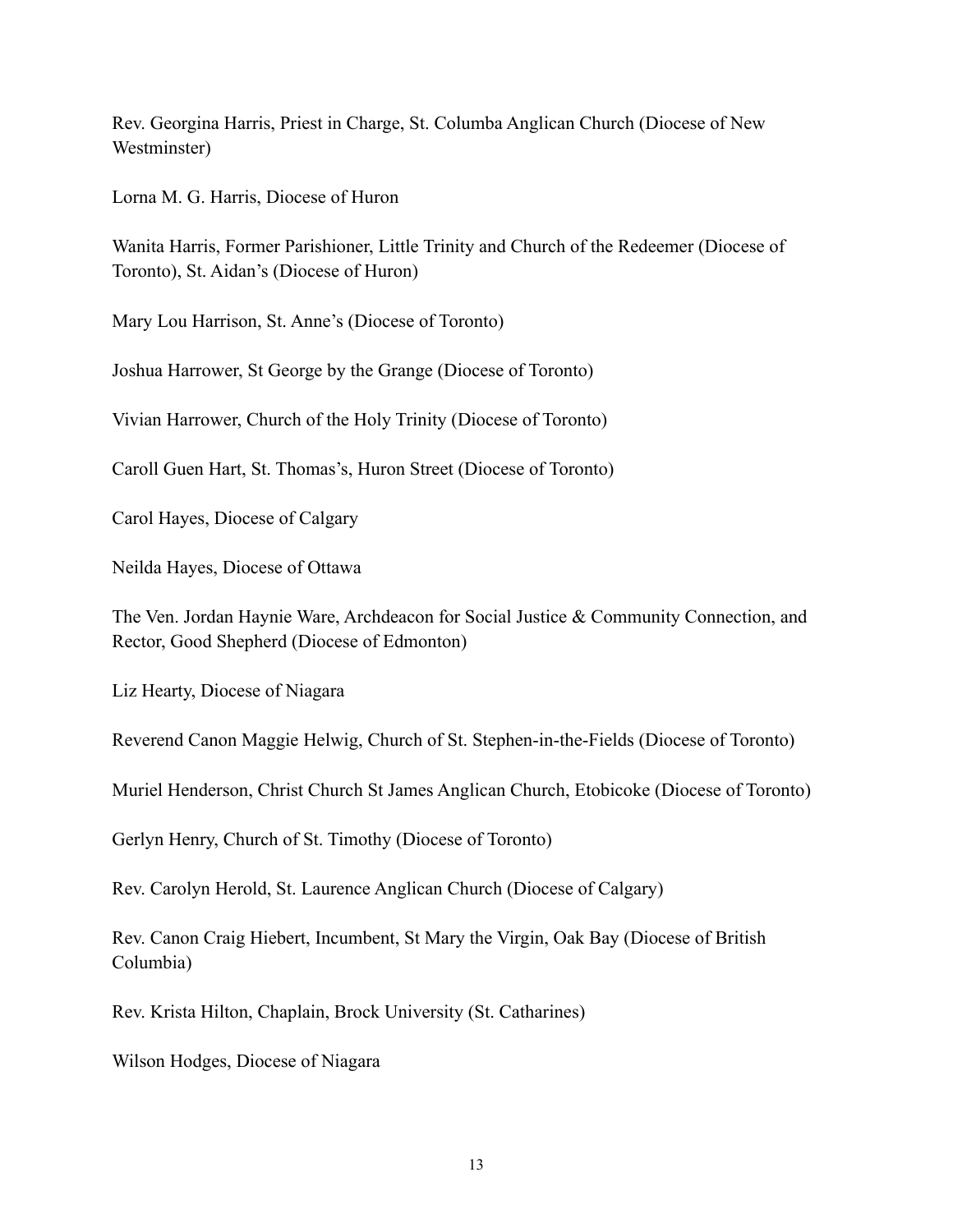Rev. Georgina Harris, Priest in Charge, St. Columba Anglican Church (Diocese of New Westminster)

Lorna M. G. Harris, Diocese of Huron

Wanita Harris, Former Parishioner, Little Trinity and Church of the Redeemer (Diocese of Toronto), St. Aidan's (Diocese of Huron)

Mary Lou Harrison, St. Anne's (Diocese of Toronto)

Joshua Harrower, St George by the Grange (Diocese of Toronto)

Vivian Harrower, Church of the Holy Trinity (Diocese of Toronto)

Caroll Guen Hart, St. Thomas's, Huron Street (Diocese of Toronto)

Carol Hayes, Diocese of Calgary

Neilda Hayes, Diocese of Ottawa

The Ven. Jordan Haynie Ware, Archdeacon for Social Justice & Community Connection, and Rector, Good Shepherd (Diocese of Edmonton)

Liz Hearty, Diocese of Niagara

Reverend Canon Maggie Helwig, Church of St. Stephen-in-the-Fields (Diocese of Toronto)

Muriel Henderson, Christ Church St James Anglican Church, Etobicoke (Diocese of Toronto)

Gerlyn Henry, Church of St. Timothy (Diocese of Toronto)

Rev. Carolyn Herold, St. Laurence Anglican Church (Diocese of Calgary)

Rev. Canon Craig Hiebert, Incumbent, St Mary the Virgin, Oak Bay (Diocese of British Columbia)

Rev. Krista Hilton, Chaplain, Brock University (St. Catharines)

Wilson Hodges, Diocese of Niagara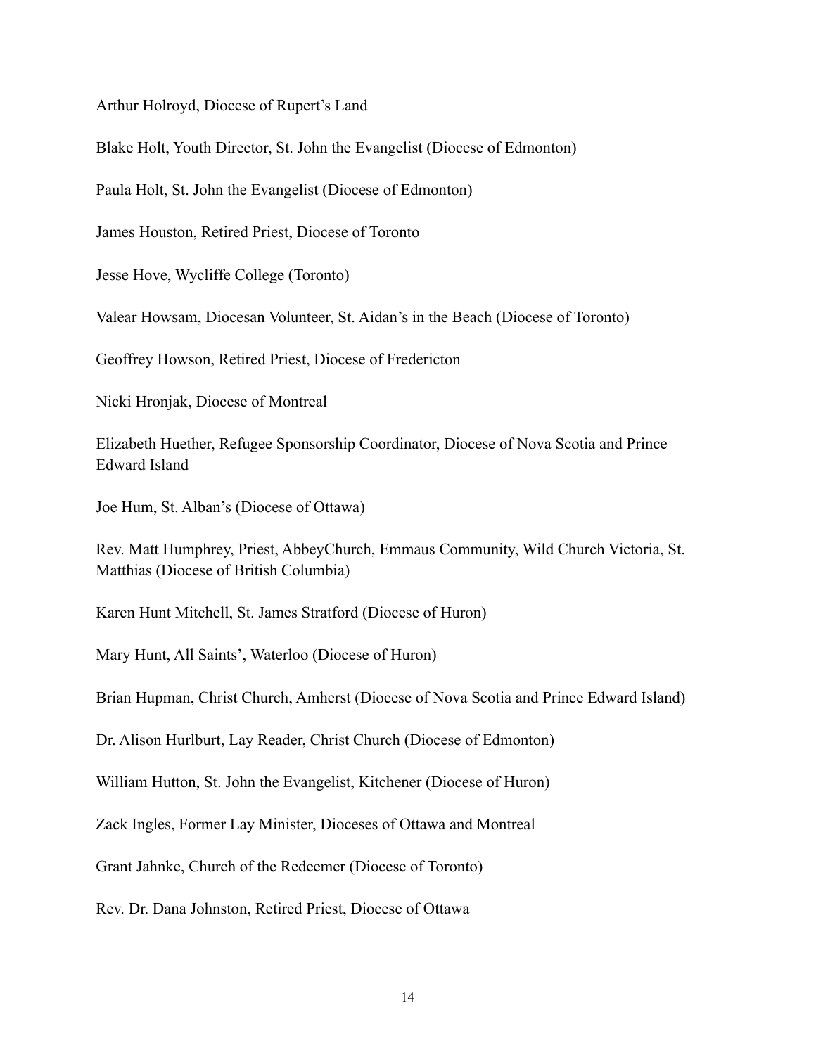Arthur Holroyd, Diocese of Rupert's Land

Blake Holt, Youth Director, St. John the Evangelist (Diocese of Edmonton)

Paula Holt, St. John the Evangelist (Diocese of Edmonton)

James Houston, Retired Priest, Diocese of Toronto

Jesse Hove, Wycliffe College (Toronto)

Valear Howsam, Diocesan Volunteer, St. Aidan's in the Beach (Diocese of Toronto)

Geoffrey Howson, Retired Priest, Diocese of Fredericton

Nicki Hronjak, Diocese of Montreal

Elizabeth Huether, Refugee Sponsorship Coordinator, Diocese of Nova Scotia and Prince Edward Island

Joe Hum, St. Alban's (Diocese of Ottawa)

Rev. Matt Humphrey, Priest, AbbeyChurch, Emmaus Community, Wild Church Victoria, St. Matthias (Diocese of British Columbia)

Karen Hunt Mitchell, St. James Stratford (Diocese of Huron)

Mary Hunt, All Saints', Waterloo (Diocese of Huron)

Brian Hupman, Christ Church, Amherst (Diocese of Nova Scotia and Prince Edward Island)

Dr. Alison Hurlburt, Lay Reader, Christ Church (Diocese of Edmonton)

William Hutton, St. John the Evangelist, Kitchener (Diocese of Huron)

Zack Ingles, Former Lay Minister, Dioceses of Ottawa and Montreal

Grant Jahnke, Church of the Redeemer (Diocese of Toronto)

Rev. Dr. Dana Johnston, Retired Priest, Diocese of Ottawa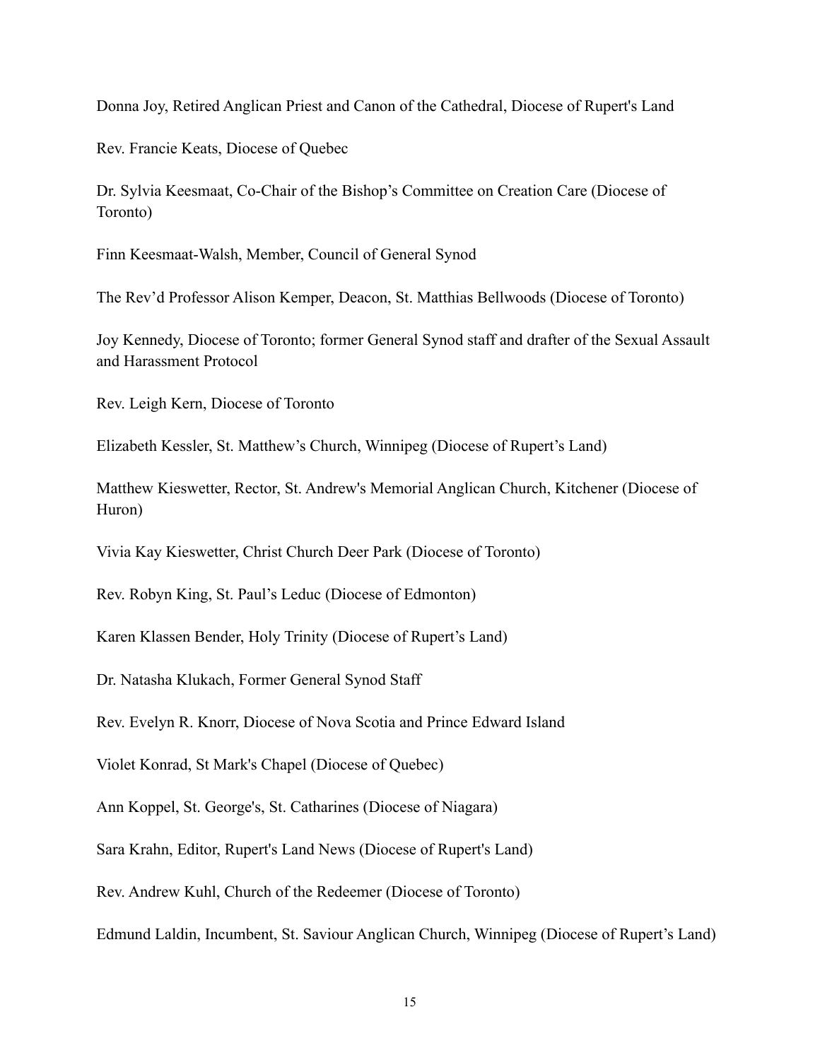Donna Joy, Retired Anglican Priest and Canon of the Cathedral, Diocese of Rupert's Land

Rev. Francie Keats, Diocese of Quebec

Dr. Sylvia Keesmaat, Co-Chair of the Bishop's Committee on Creation Care (Diocese of Toronto)

Finn Keesmaat-Walsh, Member, Council of General Synod

The Rev'd Professor Alison Kemper, Deacon, St. Matthias Bellwoods (Diocese of Toronto)

Joy Kennedy, Diocese of Toronto; former General Synod staff and drafter of the Sexual Assault and Harassment Protocol

Rev. Leigh Kern, Diocese of Toronto

Elizabeth Kessler, St. Matthew's Church, Winnipeg (Diocese of Rupert's Land)

Matthew Kieswetter, Rector, St. Andrew's Memorial Anglican Church, Kitchener (Diocese of Huron)

Vivia Kay Kieswetter, Christ Church Deer Park (Diocese of Toronto)

Rev. Robyn King, St. Paul's Leduc (Diocese of Edmonton)

Karen Klassen Bender, Holy Trinity (Diocese of Rupert's Land)

Dr. Natasha Klukach, Former General Synod Staff

Rev. Evelyn R. Knorr, Diocese of Nova Scotia and Prince Edward Island

Violet Konrad, St Mark's Chapel (Diocese of Quebec)

Ann Koppel, St. George's, St. Catharines (Diocese of Niagara)

Sara Krahn, Editor, Rupert's Land News (Diocese of Rupert's Land)

Rev. Andrew Kuhl, Church of the Redeemer (Diocese of Toronto)

Edmund Laldin, Incumbent, St. Saviour Anglican Church, Winnipeg (Diocese of Rupert's Land)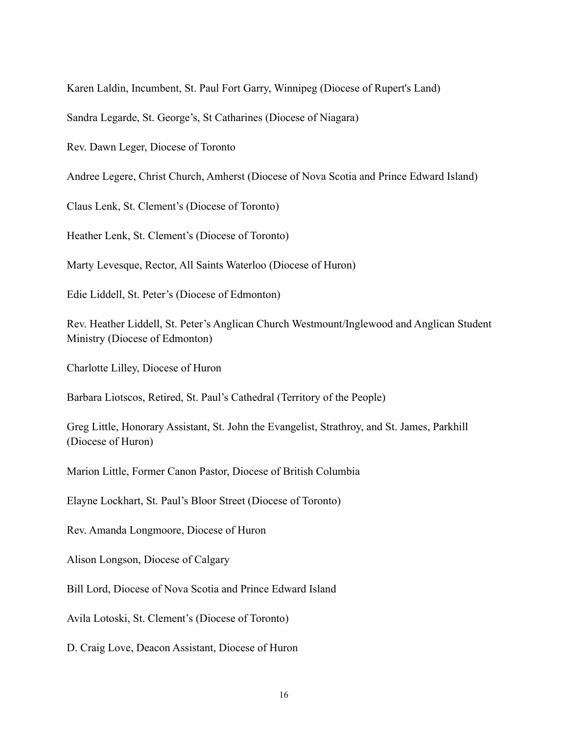Karen Laldin, Incumbent, St. Paul Fort Garry, Winnipeg (Diocese of Rupert's Land)

Sandra Legarde, St. George’s, St Catharines (Diocese of Niagara)

Rev. Dawn Leger, Diocese of Toronto

Andree Legere, Christ Church, Amherst (Diocese of Nova Scotia and Prince Edward Island)

Claus Lenk, St. Clement’s (Diocese of Toronto)

Heather Lenk, St. Clement’s (Diocese of Toronto)

Marty Levesque, Rector, All Saints Waterloo (Diocese of Huron)

Edie Liddell, St. Peter’s (Diocese of Edmonton)

Rev. Heather Liddell, St. Peter’s Anglican Church Westmount/Inglewood and Anglican Student Ministry (Diocese of Edmonton)

Charlotte Lilley, Diocese of Huron

Barbara Liotscos, Retired, St. Paul’s Cathedral (Territory of the People)

Greg Little, Honorary Assistant, St. John the Evangelist, Strathroy, and St. James, Parkhill (Diocese of Huron)

Marion Little, Former Canon Pastor, Diocese of British Columbia

Elayne Lockhart, St. Paul’s Bloor Street (Diocese of Toronto)

Rev. Amanda Longmoore, Diocese of Huron

Alison Longson, Diocese of Calgary

Bill Lord, Diocese of Nova Scotia and Prince Edward Island

Avila Lotoski, St. Clement’s (Diocese of Toronto)

D. Craig Love, Deacon Assistant, Diocese of Huron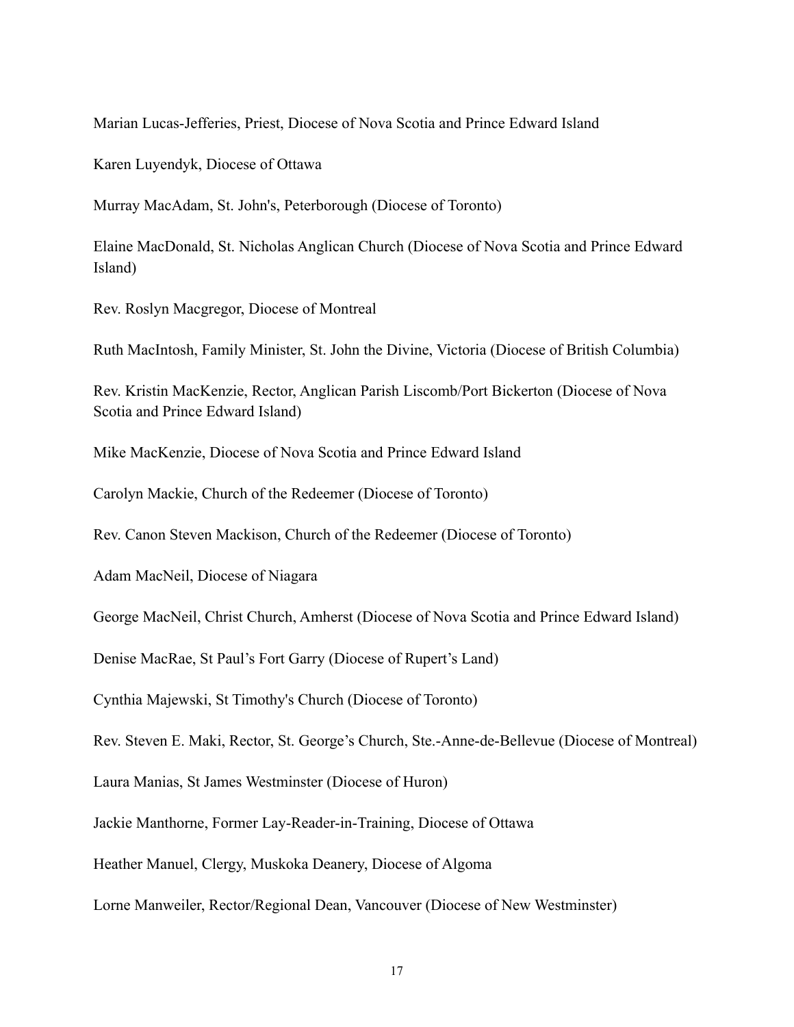Marian Lucas-Jefferies, Priest, Diocese of Nova Scotia and Prince Edward Island

Karen Luyendyk, Diocese of Ottawa

Murray MacAdam, St. John's, Peterborough (Diocese of Toronto)

Elaine MacDonald, St. Nicholas Anglican Church (Diocese of Nova Scotia and Prince Edward Island)

Rev. Roslyn Macgregor, Diocese of Montreal

Ruth MacIntosh, Family Minister, St. John the Divine, Victoria (Diocese of British Columbia)

Rev. Kristin MacKenzie, Rector, Anglican Parish Liscomb/Port Bickerton (Diocese of Nova Scotia and Prince Edward Island)

Mike MacKenzie, Diocese of Nova Scotia and Prince Edward Island

Carolyn Mackie, Church of the Redeemer (Diocese of Toronto)

Rev. Canon Steven Mackison, Church of the Redeemer (Diocese of Toronto)

Adam MacNeil, Diocese of Niagara

George MacNeil, Christ Church, Amherst (Diocese of Nova Scotia and Prince Edward Island)

Denise MacRae, St Paul's Fort Garry (Diocese of Rupert's Land)

Cynthia Majewski, St Timothy's Church (Diocese of Toronto)

Rev. Steven E. Maki, Rector, St. George's Church, Ste.-Anne-de-Bellevue (Diocese of Montreal)

Laura Manias, St James Westminster (Diocese of Huron)

Jackie Manthorne, Former Lay-Reader-in-Training, Diocese of Ottawa

Heather Manuel, Clergy, Muskoka Deanery, Diocese of Algoma

Lorne Manweiler, Rector/Regional Dean, Vancouver (Diocese of New Westminster)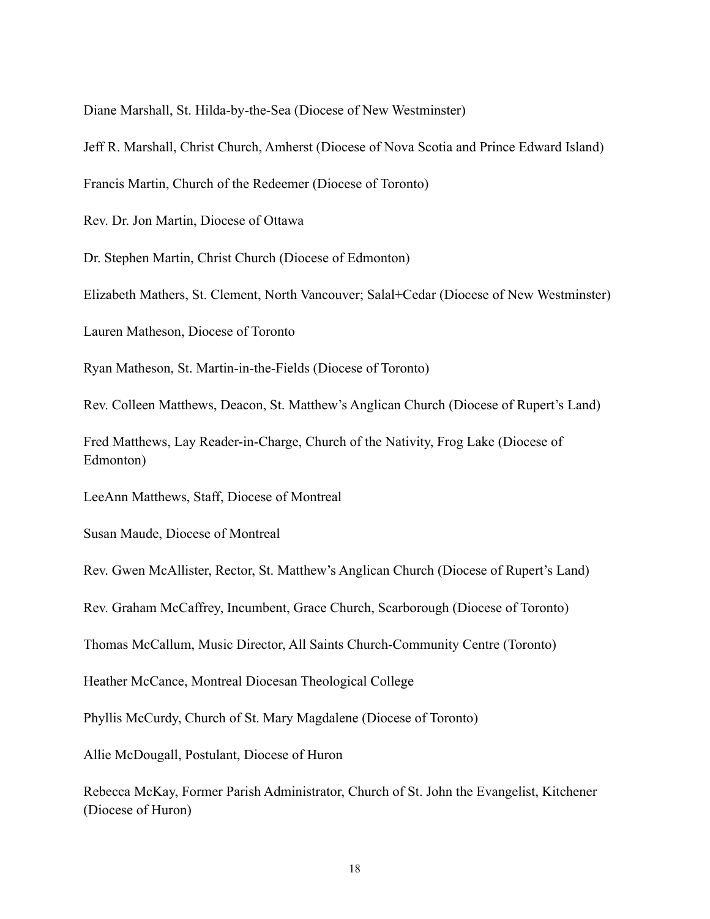Diane Marshall, St. Hilda-by-the-Sea (Diocese of New Westminster)

Jeff R. Marshall, Christ Church, Amherst (Diocese of Nova Scotia and Prince Edward Island)

Francis Martin, Church of the Redeemer (Diocese of Toronto)

Rev. Dr. Jon Martin, Diocese of Ottawa

Dr. Stephen Martin, Christ Church (Diocese of Edmonton)

Elizabeth Mathers, St. Clement, North Vancouver; Salal+Cedar (Diocese of New Westminster)

Lauren Matheson, Diocese of Toronto

Ryan Matheson, St. Martin-in-the-Fields (Diocese of Toronto)

Rev. Colleen Matthews, Deacon, St. Matthew's Anglican Church (Diocese of Rupert's Land)

Fred Matthews, Lay Reader-in-Charge, Church of the Nativity, Frog Lake (Diocese of Edmonton)

LeeAnn Matthews, Staff, Diocese of Montreal

Susan Maude, Diocese of Montreal

Rev. Gwen McAllister, Rector, St. Matthew's Anglican Church (Diocese of Rupert's Land)

Rev. Graham McCaffrey, Incumbent, Grace Church, Scarborough (Diocese of Toronto)

Thomas McCallum, Music Director, All Saints Church-Community Centre (Toronto)

Heather McCance, Montreal Diocesan Theological College

Phyllis McCurdy, Church of St. Mary Magdalene (Diocese of Toronto)

Allie McDougall, Postulant, Diocese of Huron

Rebecca McKay, Former Parish Administrator, Church of St. John the Evangelist, Kitchener (Diocese of Huron)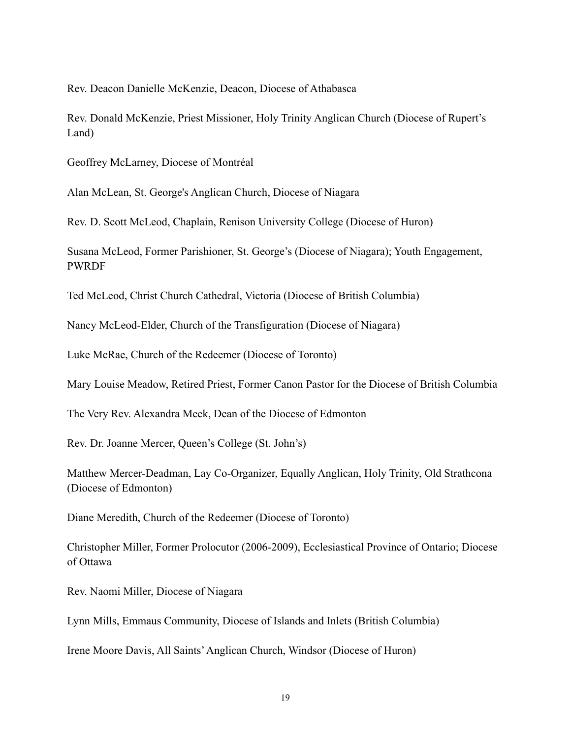Rev. Deacon Danielle McKenzie, Deacon, Diocese of Athabasca

Rev. Donald McKenzie, Priest Missioner, Holy Trinity Anglican Church (Diocese of Rupert's Land)

Geoffrey McLarney, Diocese of Montréal

Alan McLean, St. George's Anglican Church, Diocese of Niagara

Rev. D. Scott McLeod, Chaplain, Renison University College (Diocese of Huron)

Susana McLeod, Former Parishioner, St. George's (Diocese of Niagara); Youth Engagement, PWRDF

Ted McLeod, Christ Church Cathedral, Victoria (Diocese of British Columbia)

Nancy McLeod-Elder, Church of the Transfiguration (Diocese of Niagara)

Luke McRae, Church of the Redeemer (Diocese of Toronto)

Mary Louise Meadow, Retired Priest, Former Canon Pastor for the Diocese of British Columbia

The Very Rev. Alexandra Meek, Dean of the Diocese of Edmonton

Rev. Dr. Joanne Mercer, Queen's College (St. John's)

Matthew Mercer-Deadman, Lay Co-Organizer, Equally Anglican, Holy Trinity, Old Strathcona (Diocese of Edmonton)

Diane Meredith, Church of the Redeemer (Diocese of Toronto)

Christopher Miller, Former Prolocutor (2006-2009), Ecclesiastical Province of Ontario; Diocese of Ottawa

Rev. Naomi Miller, Diocese of Niagara

Lynn Mills, Emmaus Community, Diocese of Islands and Inlets (British Columbia)

Irene Moore Davis, All Saints' Anglican Church, Windsor (Diocese of Huron)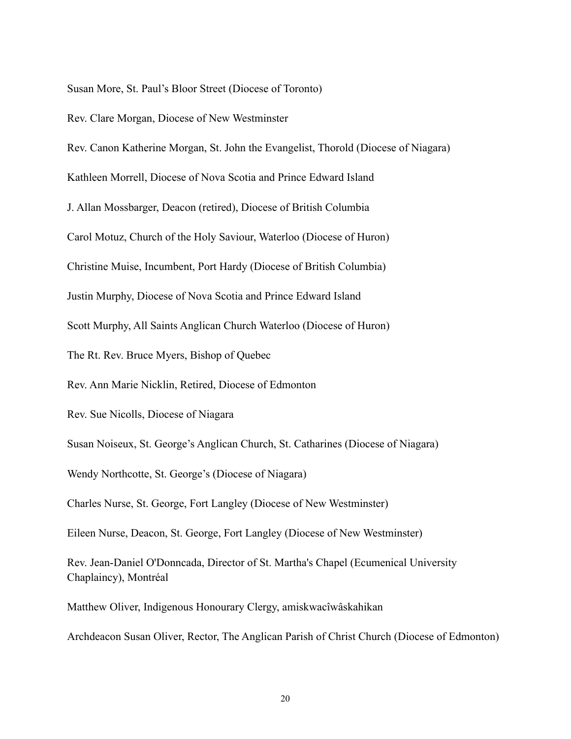Susan More, St. Paul’s Bloor Street (Diocese of Toronto)

Rev. Clare Morgan, Diocese of New Westminster

Rev. Canon Katherine Morgan, St. John the Evangelist, Thorold (Diocese of Niagara)

Kathleen Morrell, Diocese of Nova Scotia and Prince Edward Island

J. Allan Mossbarger, Deacon (retired), Diocese of British Columbia

Carol Motuz, Church of the Holy Saviour, Waterloo (Diocese of Huron)

Christine Muise, Incumbent, Port Hardy (Diocese of British Columbia)

Justin Murphy, Diocese of Nova Scotia and Prince Edward Island

Scott Murphy, All Saints Anglican Church Waterloo (Diocese of Huron)

The Rt. Rev. Bruce Myers, Bishop of Quebec

Rev. Ann Marie Nicklin, Retired, Diocese of Edmonton

Rev. Sue Nicolls, Diocese of Niagara

Susan Noiseux, St. George’s Anglican Church, St. Catharines (Diocese of Niagara)

Wendy Northcotte, St. George’s (Diocese of Niagara)

Charles Nurse, St. George, Fort Langley (Diocese of New Westminster)

Eileen Nurse, Deacon, St. George, Fort Langley (Diocese of New Westminster)

Rev. Jean-Daniel O'Donncada, Director of St. Martha's Chapel (Ecumenical University Chaplaincy), Montréal

Matthew Oliver, Indigenous Honourary Clergy, amiskwacîwâskahikan

Archdeacon Susan Oliver, Rector, The Anglican Parish of Christ Church (Diocese of Edmonton)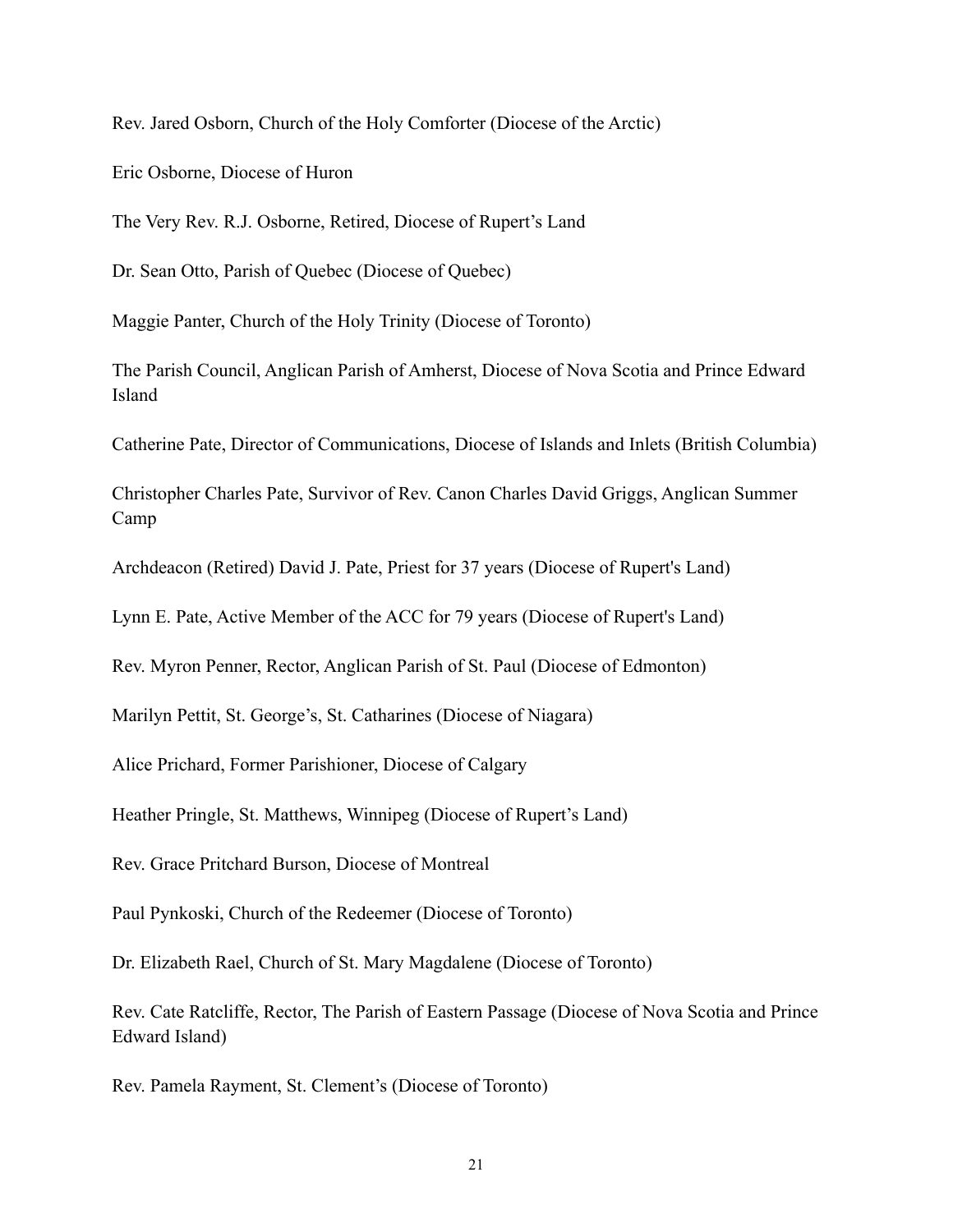Rev. Jared Osborn, Church of the Holy Comforter (Diocese of the Arctic)

Eric Osborne, Diocese of Huron

The Very Rev. R.J. Osborne, Retired, Diocese of Rupert's Land

Dr. Sean Otto, Parish of Quebec (Diocese of Quebec)

Maggie Panter, Church of the Holy Trinity (Diocese of Toronto)

The Parish Council, Anglican Parish of Amherst, Diocese of Nova Scotia and Prince Edward Island

Catherine Pate, Director of Communications, Diocese of Islands and Inlets (British Columbia)

Christopher Charles Pate, Survivor of Rev. Canon Charles David Griggs, Anglican Summer Camp

Archdeacon (Retired) David J. Pate, Priest for 37 years (Diocese of Rupert's Land)

Lynn E. Pate, Active Member of the ACC for 79 years (Diocese of Rupert's Land)

Rev. Myron Penner, Rector, Anglican Parish of St. Paul (Diocese of Edmonton)

Marilyn Pettit, St. George's, St. Catharines (Diocese of Niagara)

Alice Prichard, Former Parishioner, Diocese of Calgary

Heather Pringle, St. Matthews, Winnipeg (Diocese of Rupert's Land)

Rev. Grace Pritchard Burson, Diocese of Montreal

Paul Pynkoski, Church of the Redeemer (Diocese of Toronto)

Dr. Elizabeth Rael, Church of St. Mary Magdalene (Diocese of Toronto)

Rev. Cate Ratcliffe, Rector, The Parish of Eastern Passage (Diocese of Nova Scotia and Prince Edward Island)

Rev. Pamela Rayment, St. Clement's (Diocese of Toronto)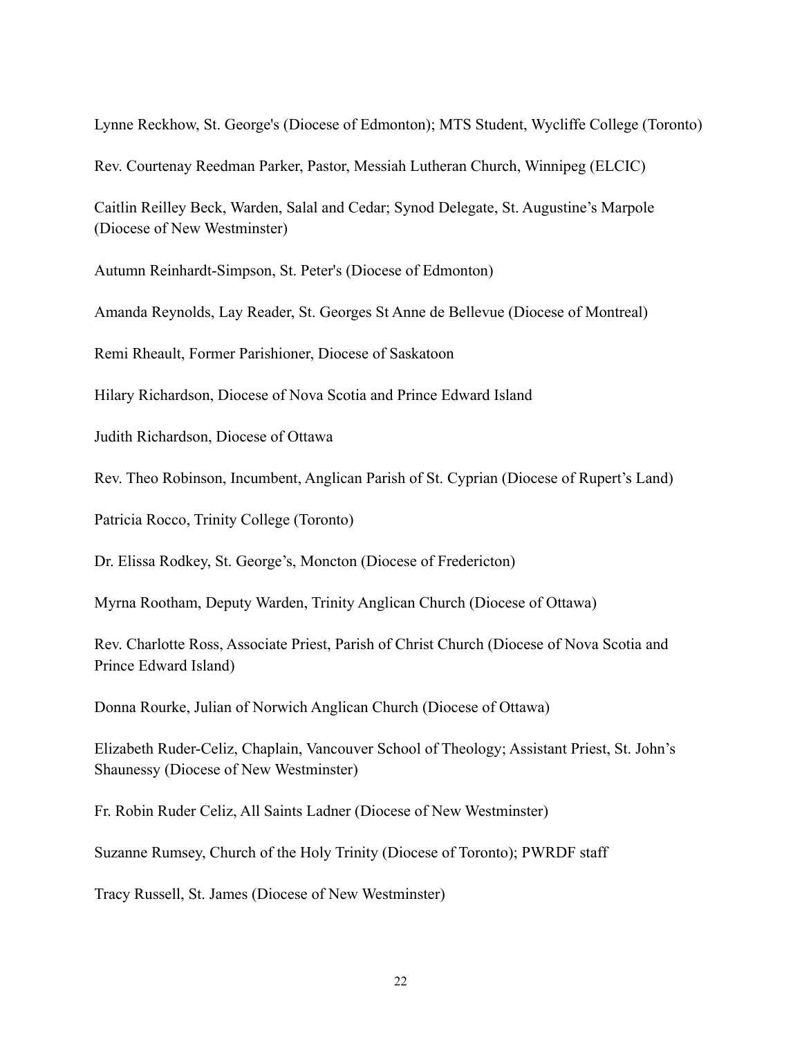Lynne Reckhow, St. George's (Diocese of Edmonton); MTS Student, Wycliffe College (Toronto)

Rev. Courtenay Reedman Parker, Pastor, Messiah Lutheran Church, Winnipeg (ELCIC)

Caitlin Reilley Beck, Warden, Salal and Cedar; Synod Delegate, St. Augustine's Marpole (Diocese of New Westminster)

Autumn Reinhardt-Simpson, St. Peter's (Diocese of Edmonton)

Amanda Reynolds, Lay Reader, St. Georges St Anne de Bellevue (Diocese of Montreal)

Remi Rheault, Former Parishioner, Diocese of Saskatoon

Hilary Richardson, Diocese of Nova Scotia and Prince Edward Island

Judith Richardson, Diocese of Ottawa

Rev. Theo Robinson, Incumbent, Anglican Parish of St. Cyprian (Diocese of Rupert's Land)

Patricia Rocco, Trinity College (Toronto)

Dr. Elissa Rodkey, St. George's, Moncton (Diocese of Fredericton)

Myrna Rootham, Deputy Warden, Trinity Anglican Church (Diocese of Ottawa)

Rev. Charlotte Ross, Associate Priest, Parish of Christ Church (Diocese of Nova Scotia and Prince Edward Island)

Donna Rourke, Julian of Norwich Anglican Church (Diocese of Ottawa)

Elizabeth Ruder-Celiz, Chaplain, Vancouver School of Theology; Assistant Priest, St. John's Shaunessy (Diocese of New Westminster)

Fr. Robin Ruder Celiz, All Saints Ladner (Diocese of New Westminster)

Suzanne Rumsey, Church of the Holy Trinity (Diocese of Toronto); PWRDF staff

Tracy Russell, St. James (Diocese of New Westminster)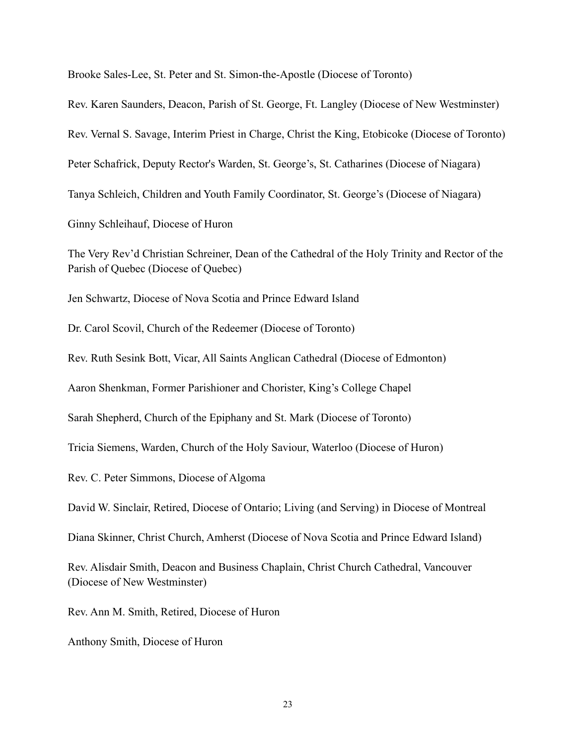Brooke Sales-Lee, St. Peter and St. Simon-the-Apostle (Diocese of Toronto)

Rev. Karen Saunders, Deacon, Parish of St. George, Ft. Langley (Diocese of New Westminster)

Rev. Vernal S. Savage, Interim Priest in Charge, Christ the King, Etobicoke (Diocese of Toronto)

Peter Schafrick, Deputy Rector's Warden, St. George's, St. Catharines (Diocese of Niagara)

Tanya Schleich, Children and Youth Family Coordinator, St. George's (Diocese of Niagara)

Ginny Schleihauf, Diocese of Huron

The Very Rev'd Christian Schreiner, Dean of the Cathedral of the Holy Trinity and Rector of the Parish of Quebec (Diocese of Quebec)

Jen Schwartz, Diocese of Nova Scotia and Prince Edward Island

Dr. Carol Scovil, Church of the Redeemer (Diocese of Toronto)

Rev. Ruth Sesink Bott, Vicar, All Saints Anglican Cathedral (Diocese of Edmonton)

Aaron Shenkman, Former Parishioner and Chorister, King's College Chapel

Sarah Shepherd, Church of the Epiphany and St. Mark (Diocese of Toronto)

Tricia Siemens, Warden, Church of the Holy Saviour, Waterloo (Diocese of Huron)

Rev. C. Peter Simmons, Diocese of Algoma

David W. Sinclair, Retired, Diocese of Ontario; Living (and Serving) in Diocese of Montreal

Diana Skinner, Christ Church, Amherst (Diocese of Nova Scotia and Prince Edward Island)

Rev. Alisdair Smith, Deacon and Business Chaplain, Christ Church Cathedral, Vancouver (Diocese of New Westminster)

Rev. Ann M. Smith, Retired, Diocese of Huron

Anthony Smith, Diocese of Huron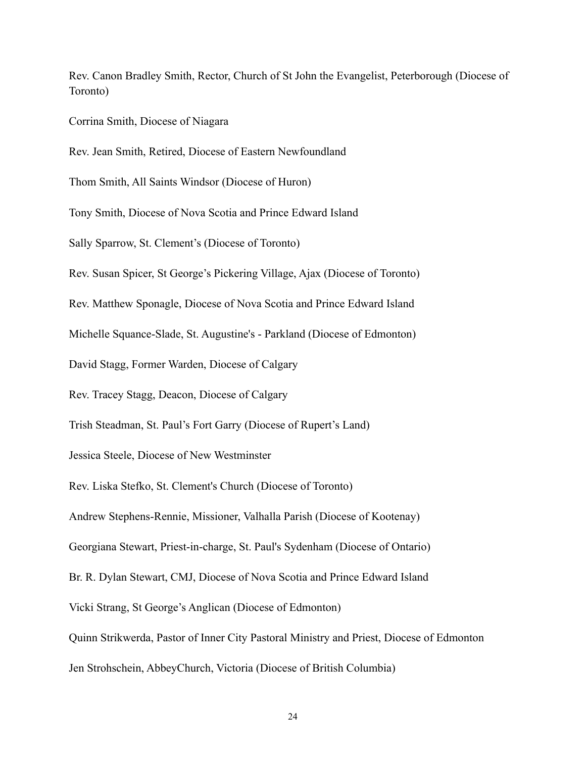Rev. Canon Bradley Smith, Rector, Church of St John the Evangelist, Peterborough (Diocese of Toronto)

Corrina Smith, Diocese of Niagara

Rev. Jean Smith, Retired, Diocese of Eastern Newfoundland

Thom Smith, All Saints Windsor (Diocese of Huron)

Tony Smith, Diocese of Nova Scotia and Prince Edward Island

Sally Sparrow, St. Clement's (Diocese of Toronto)

Rev. Susan Spicer, St George's Pickering Village, Ajax (Diocese of Toronto)

Rev. Matthew Sponagle, Diocese of Nova Scotia and Prince Edward Island

Michelle Squance-Slade, St. Augustine's - Parkland (Diocese of Edmonton)

David Stagg, Former Warden, Diocese of Calgary

Rev. Tracey Stagg, Deacon, Diocese of Calgary

Trish Steadman, St. Paul's Fort Garry (Diocese of Rupert's Land)

Jessica Steele, Diocese of New Westminster

Rev. Liska Stefko, St. Clement's Church (Diocese of Toronto)

Andrew Stephens-Rennie, Missioner, Valhalla Parish (Diocese of Kootenay)

Georgiana Stewart, Priest-in-charge, St. Paul's Sydenham (Diocese of Ontario)

Br. R. Dylan Stewart, CMJ, Diocese of Nova Scotia and Prince Edward Island

Vicki Strang, St George's Anglican (Diocese of Edmonton)

Quinn Strikwerda, Pastor of Inner City Pastoral Ministry and Priest, Diocese of Edmonton

Jen Strohschein, AbbeyChurch, Victoria (Diocese of British Columbia)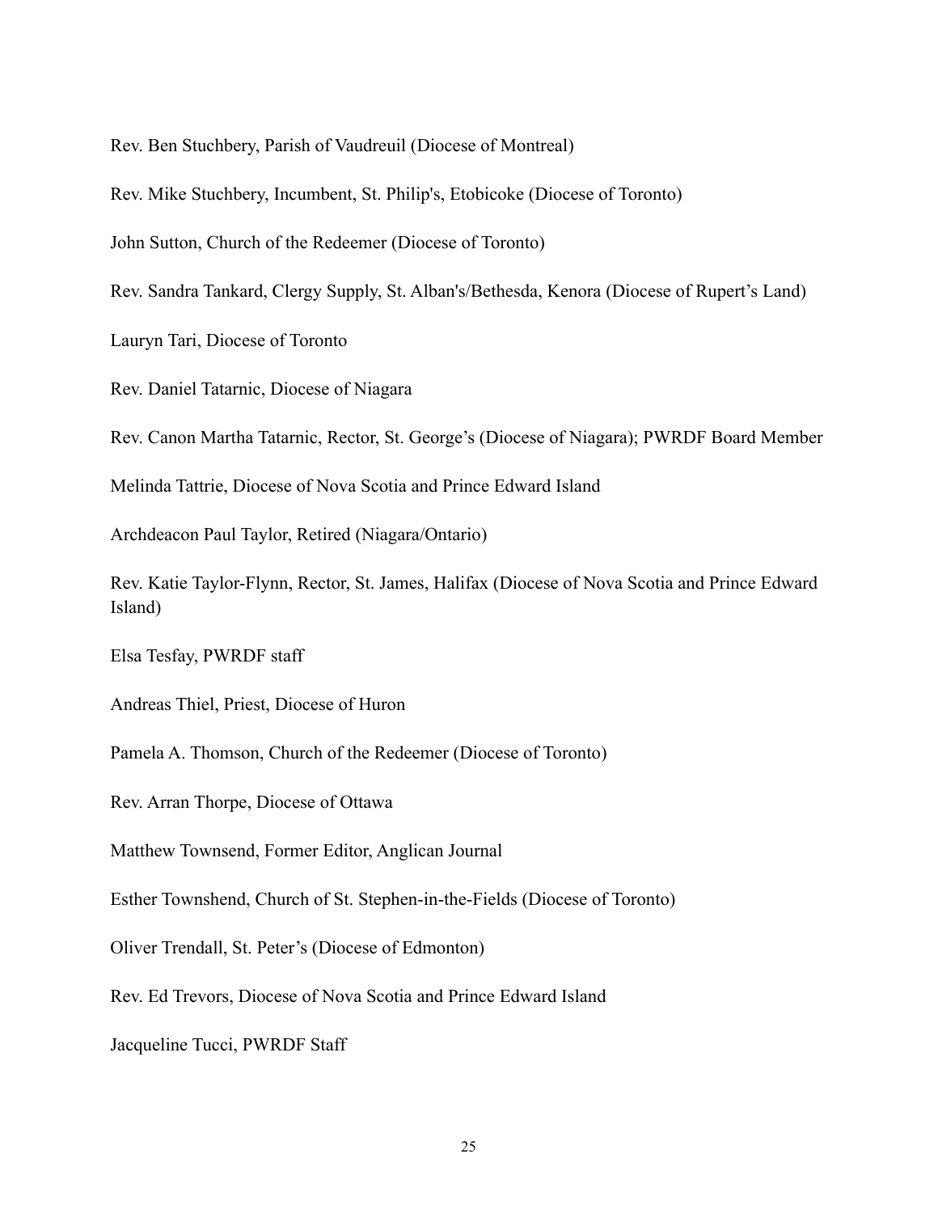Rev. Ben Stuchbery, Parish of Vaudreuil (Diocese of Montreal)

Rev. Mike Stuchbery, Incumbent, St. Philip's, Etobicoke (Diocese of Toronto)

John Sutton, Church of the Redeemer (Diocese of Toronto)

Rev. Sandra Tankard, Clergy Supply, St. Alban's/Bethesda, Kenora (Diocese of Rupert's Land)

Lauryn Tari, Diocese of Toronto

Rev. Daniel Tatarnic, Diocese of Niagara

Rev. Canon Martha Tatarnic, Rector, St. George's (Diocese of Niagara); PWRDF Board Member

Melinda Tattrie, Diocese of Nova Scotia and Prince Edward Island

Archdeacon Paul Taylor, Retired (Niagara/Ontario)

Rev. Katie Taylor-Flynn, Rector, St. James, Halifax (Diocese of Nova Scotia and Prince Edward Island)

Elsa Tesfay, PWRDF staff

Andreas Thiel, Priest, Diocese of Huron

Pamela A. Thomson, Church of the Redeemer (Diocese of Toronto)

Rev. Arran Thorpe, Diocese of Ottawa

Matthew Townsend, Former Editor, Anglican Journal

Esther Townshend, Church of St. Stephen-in-the-Fields (Diocese of Toronto)

Oliver Trendall, St. Peter's (Diocese of Edmonton)

Rev. Ed Trevors, Diocese of Nova Scotia and Prince Edward Island

Jacqueline Tucci, PWRDF Staff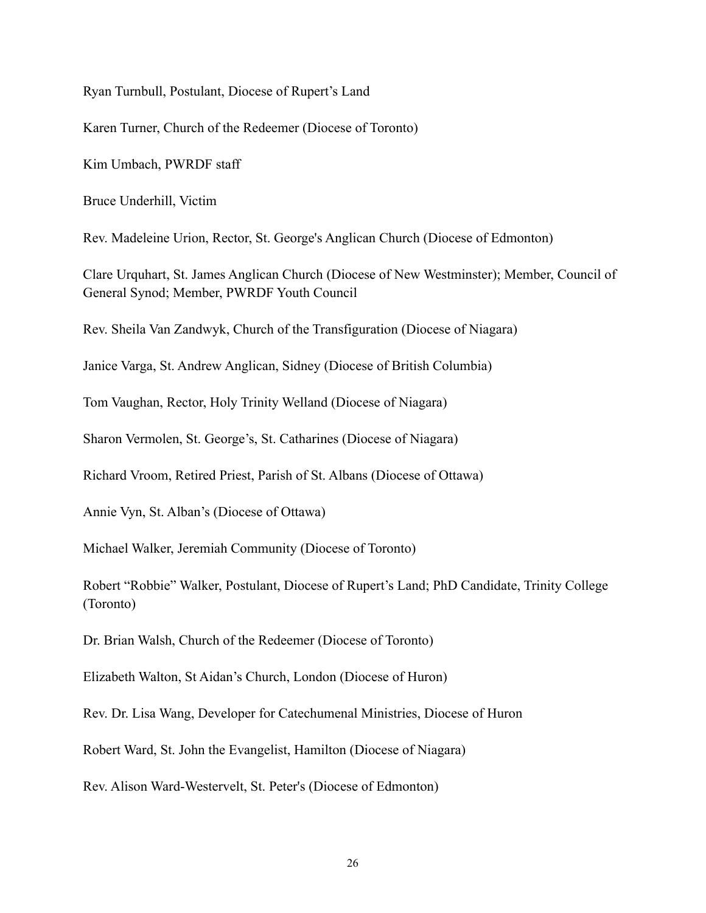Ryan Turnbull, Postulant, Diocese of Rupert's Land

Karen Turner, Church of the Redeemer (Diocese of Toronto)

Kim Umbach, PWRDF staff

Bruce Underhill, Victim

Rev. Madeleine Urion, Rector, St. George's Anglican Church (Diocese of Edmonton)

Clare Urquhart, St. James Anglican Church (Diocese of New Westminster); Member, Council of General Synod; Member, PWRDF Youth Council

Rev. Sheila Van Zandwyk, Church of the Transfiguration (Diocese of Niagara)

Janice Varga, St. Andrew Anglican, Sidney (Diocese of British Columbia)

Tom Vaughan, Rector, Holy Trinity Welland (Diocese of Niagara)

Sharon Vermolen, St. George's, St. Catharines (Diocese of Niagara)

Richard Vroom, Retired Priest, Parish of St. Albans (Diocese of Ottawa)

Annie Vyn, St. Alban's (Diocese of Ottawa)

Michael Walker, Jeremiah Community (Diocese of Toronto)

Robert "Robbie" Walker, Postulant, Diocese of Rupert's Land; PhD Candidate, Trinity College (Toronto)

Dr. Brian Walsh, Church of the Redeemer (Diocese of Toronto)

Elizabeth Walton, St Aidan's Church, London (Diocese of Huron)

Rev. Dr. Lisa Wang, Developer for Catechumenal Ministries, Diocese of Huron

Robert Ward, St. John the Evangelist, Hamilton (Diocese of Niagara)

Rev. Alison Ward-Westervelt, St. Peter's (Diocese of Edmonton)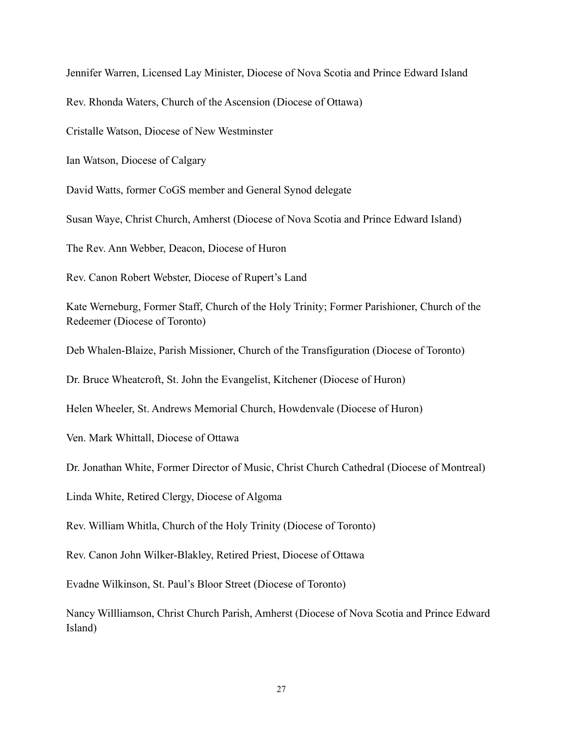Jennifer Warren, Licensed Lay Minister, Diocese of Nova Scotia and Prince Edward Island

Rev. Rhonda Waters, Church of the Ascension (Diocese of Ottawa)

Cristalle Watson, Diocese of New Westminster

Ian Watson, Diocese of Calgary

David Watts, former CoGS member and General Synod delegate

Susan Waye, Christ Church, Amherst (Diocese of Nova Scotia and Prince Edward Island)

The Rev. Ann Webber, Deacon, Diocese of Huron

Rev. Canon Robert Webster, Diocese of Rupert's Land

Kate Werneburg, Former Staff, Church of the Holy Trinity; Former Parishioner, Church of the Redeemer (Diocese of Toronto)

Deb Whalen-Blaize, Parish Missioner, Church of the Transfiguration (Diocese of Toronto)

Dr. Bruce Wheatcroft, St. John the Evangelist, Kitchener (Diocese of Huron)

Helen Wheeler, St. Andrews Memorial Church, Howdenvale (Diocese of Huron)

Ven. Mark Whittall, Diocese of Ottawa

Dr. Jonathan White, Former Director of Music, Christ Church Cathedral (Diocese of Montreal)

Linda White, Retired Clergy, Diocese of Algoma

Rev. William Whitla, Church of the Holy Trinity (Diocese of Toronto)

Rev. Canon John Wilker-Blakley, Retired Priest, Diocese of Ottawa

Evadne Wilkinson, St. Paul's Bloor Street (Diocese of Toronto)

Nancy Willliamson, Christ Church Parish, Amherst (Diocese of Nova Scotia and Prince Edward Island)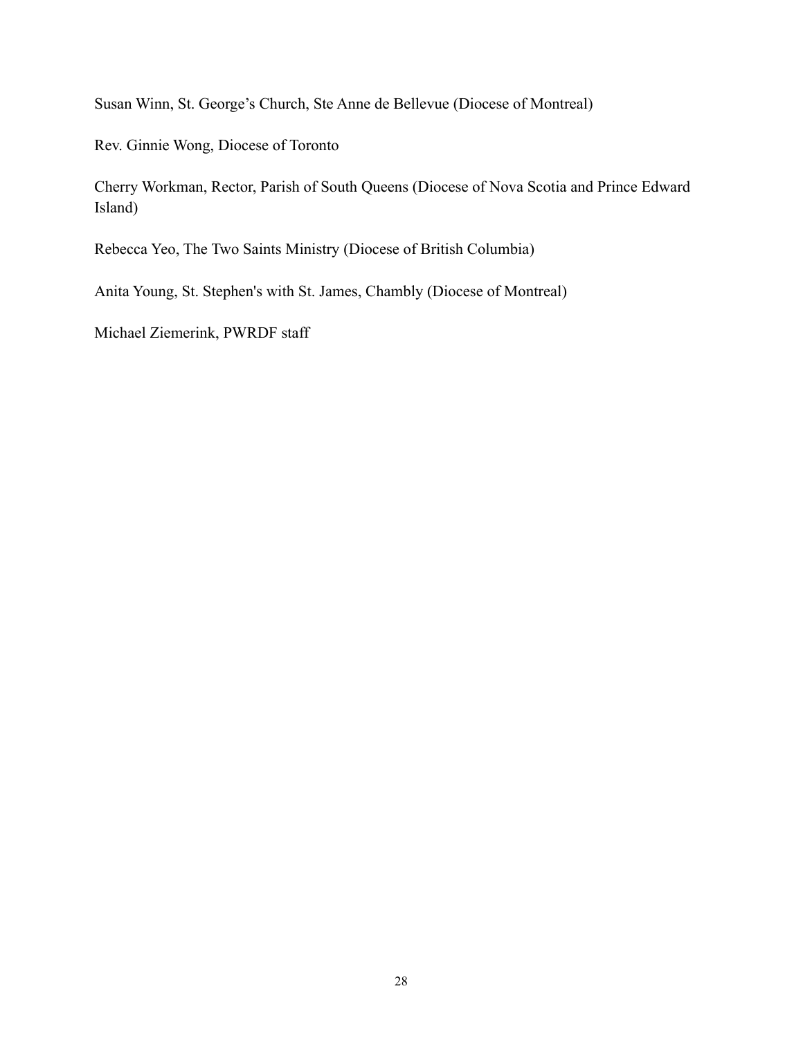Susan Winn, St. George’s Church, Ste Anne de Bellevue (Diocese of Montreal)

Rev. Ginnie Wong, Diocese of Toronto

Cherry Workman, Rector, Parish of South Queens (Diocese of Nova Scotia and Prince Edward Island)

Rebecca Yeo, The Two Saints Ministry (Diocese of British Columbia)

Anita Young, St. Stephen's with St. James, Chambly (Diocese of Montreal)

Michael Ziemerink, PWRDF staff